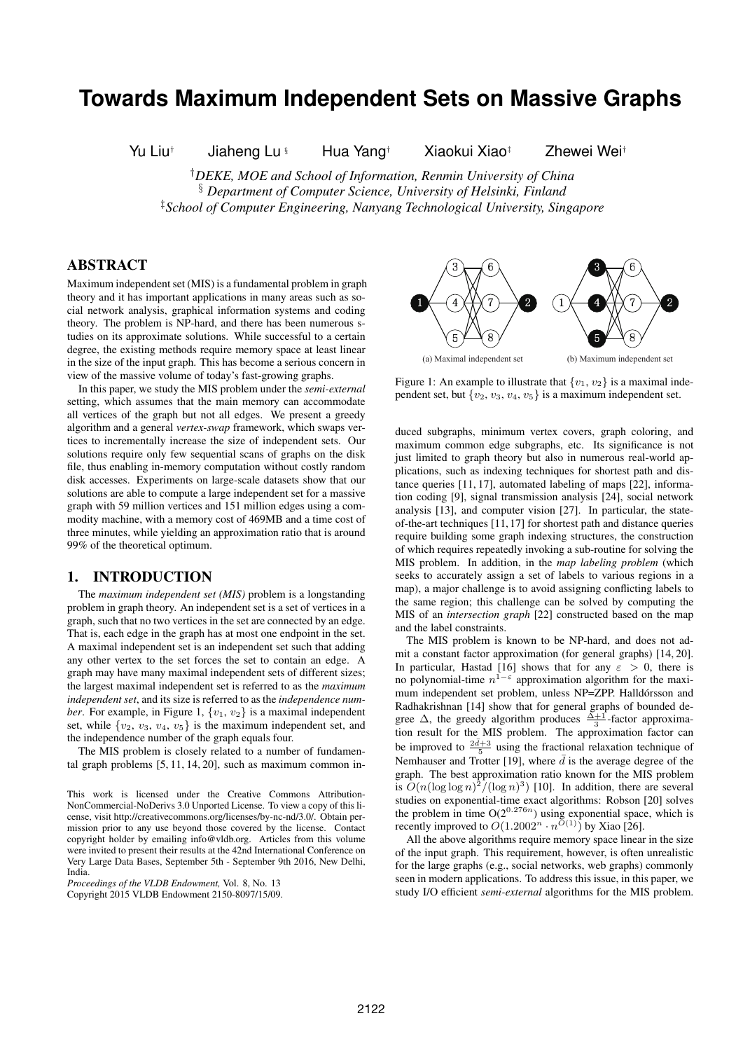// Towards Maximum Independent Sets on Massive Graphs

Yu Liu[†] Jiaheng Lu[§] Hua Yang[†] Xiaokui Xiao[‡] Zhewei Wei[†]

[†]*DEKE, MOE and School of Information, Renmin University of China*
[§] *Department of Computer Science, University of Helsinki, Finland*
[‡]*School of Computer Engineering, Nanyang Technological University, Singapore*

## ABSTRACT

Maximum independent set (MIS) is a fundamental problem in graph theory and it has important applications in many areas such as social network analysis, graphical information systems and coding theory. The problem is NP-hard, and there has been numerous studies on its approximate solutions. While successful to a certain degree, the existing methods require memory space at least linear in the size of the input graph. This has become a serious concern in view of the massive volume of today's fast-growing graphs.

In this paper, we study the MIS problem under the *semi-external* setting, which assumes that the main memory can accommodate all vertices of the graph but not all edges. We present a greedy algorithm and a general *vertex-swap* framework, which swaps vertices to incrementally increase the size of independent sets. Our solutions require only few sequential scans of graphs on the disk file, thus enabling in-memory computation without costly random disk accesses. Experiments on large-scale datasets show that our solutions are able to compute a large independent set for a massive graph with 59 million vertices and 151 million edges using a commodity machine, with a memory cost of 469MB and a time cost of three minutes, while yielding an approximation ratio that is around 99% of the theoretical optimum.

## 1. INTRODUCTION

The *maximum independent set (MIS)* problem is a longstanding problem in graph theory. An independent set is a set of vertices in a graph, such that no two vertices in the set are connected by an edge. That is, each edge in the graph has at most one endpoint in the set. A maximal independent set is an independent set such that adding any other vertex to the set forces the set to contain an edge. A graph may have many maximal independent sets of different sizes; the largest maximal independent set is referred to as the *maximum independent set*, and its size is referred to as the *independence number*. For example, in Figure 1, $\{v_1, v_2\}$ is a maximal independent set, while $\{v_2, v_3, v_4, v_5\}$ is the maximum independent set, and the independence number of the graph equals four.

The MIS problem is closely related to a number of fundamental graph problems [5, 11, 14, 20], such as maximum common in-

This work is licensed under the Creative Commons Attribution-NonCommercial-NoDerivs 3.0 Unported License. To view a copy of this license, visit http://creativecommons.org/licenses/by-nc-nd/3.0/. Obtain permission prior to any use beyond those covered by the license. Contact copyright holder by emailing info@vldb.org. Articles from this volume were invited to present their results at the 42nd International Conference on Very Large Data Bases, September 5th - September 9th 2016, New Delhi, India.
*Proceedings of the VLDB Endowment,* Vol. 8, No. 13
Copyright 2015 VLDB Endowment 2150-8097/15/09.

(a) Maximal independent set (b) Maximum independent set

Figure 1: An example to illustrate that $\{v_1, v_2\}$ is a maximal independent set, but $\{v_2, v_3, v_4, v_5\}$ is a maximum independent set.

duced subgraphs, minimum vertex covers, graph coloring, and maximum common edge subgraphs, etc. Its significance is not just limited to graph theory but also in numerous real-world applications, such as indexing techniques for shortest path and distance queries [11, 17], automated labeling of maps [22], information coding [9], signal transmission analysis [24], social network analysis [13], and computer vision [27]. In particular, the state-of-the-art techniques [11, 17] for shortest path and distance queries require building some graph indexing structures, the construction of which requires repeatedly invoking a sub-routine for solving the MIS problem. In addition, in the *map labeling problem* (which seeks to accurately assign a set of labels to various regions in a map), a major challenge is to avoid assigning conflicting labels to the same region; this challenge can be solved by computing the MIS of an *intersection graph* [22] constructed based on the map and the label constraints.

The MIS problem is known to be NP-hard, and does not admit a constant factor approximation (for general graphs) [14, 20]. In particular, Hastad [16] shows that for any $\varepsilon > 0$, there is no polynomial-time $n^{1-\varepsilon}$ approximation algorithm for the maximum independent set problem, unless NP=ZPP. Halldórsson and Radhakrishnan [14] show that for general graphs of bounded degree $\Delta$, the greedy algorithm produces $\frac{\Delta+1}{3}$-factor approximation result for the MIS problem. The approximation factor can be improved to $\frac{2\bar{d}+3}{5}$ using the fractional relaxation technique of Nemhauser and Trotter [19], where $\bar{d}$ is the average degree of the graph. The best approximation ratio known for the MIS problem is $O(n(\log\log n)^2/(\log n)^3)$ [10]. In addition, there are several studies on exponential-time exact algorithms: Robson [20] solves the problem in time $O(2^{0.276n})$ using exponential space, which is recently improved to $O(1.2002^n \cdot n^{O(1)})$ by Xiao [26].

All the above algorithms require memory space linear in the size of the input graph. This requirement, however, is often unrealistic for the large graphs (e.g., social networks, web graphs) commonly seen in modern applications. To address this issue, in this paper, we study I/O efficient *semi-external* algorithms for the MIS problem.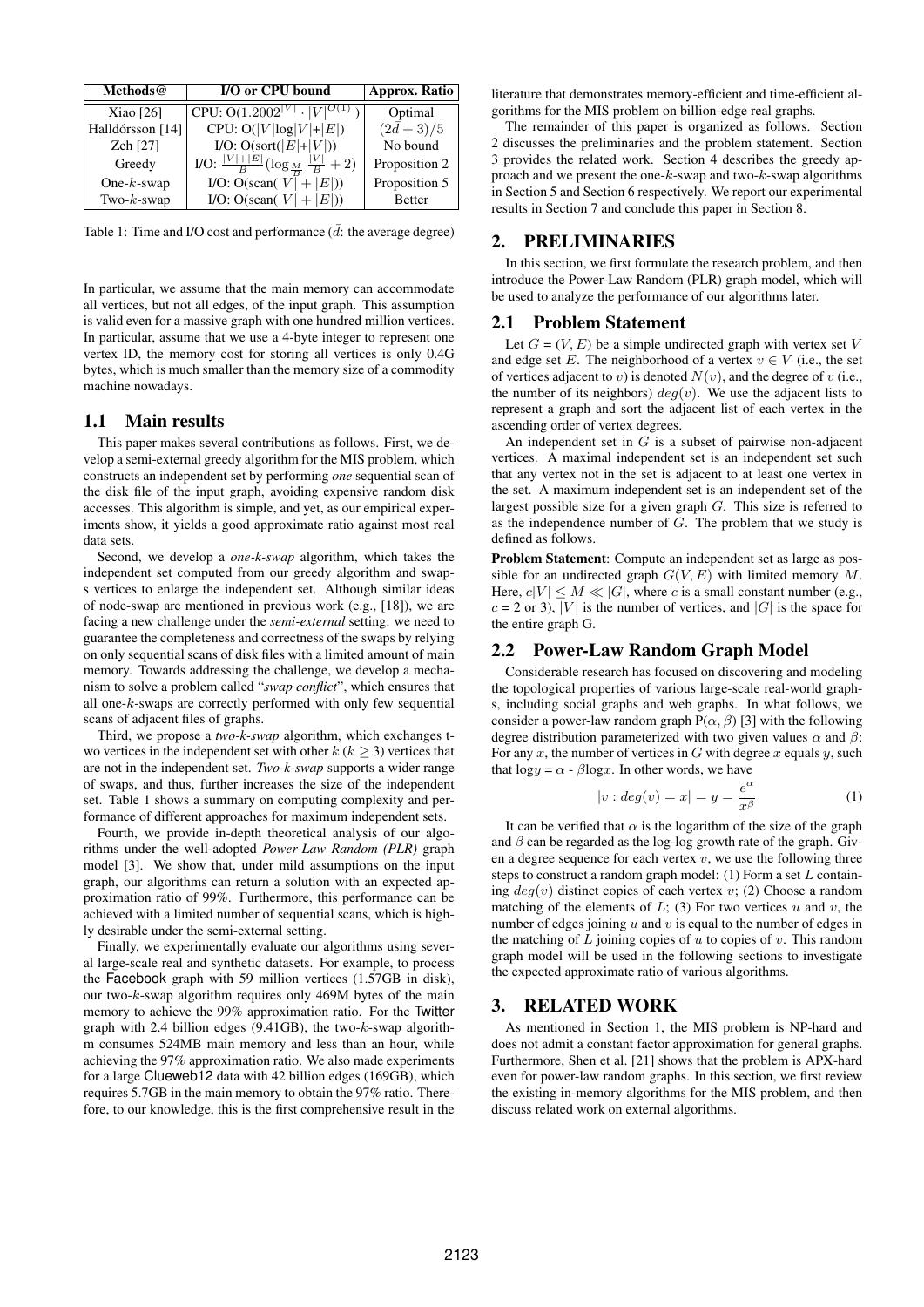| Methods@ | I/O or CPU bound | Approx. Ratio |
|---|---|---|
| Xiao [26] | CPU: $O(1.2002^{\|V\|} \cdot \|V\|^{O(1)})$ | Optimal |
| Halldórsson [14] | CPU: $O(\|V\|\log\|V\|+\|E\|)$ | $(2\bar{d}+3)/5$ |
| Zeh [27] | I/O: $O(sort(\|E\|+\|V\|))$ | No bound |
| Greedy | I/O: $\frac{\|V\|+\|E\|}{B}(\log_{\frac{M}{B}}\frac{\|V\|}{B}+2)$ | Proposition 2 |
| One-$k$-swap | I/O: $O(scan(\|V\|+\|E\|))$ | Proposition 5 |
| Two-$k$-swap | I/O: $O(scan(\|V\|+\|E\|))$ | Better |

Table 1: Time and I/O cost and performance ($\bar{d}$: the average degree)

In particular, we assume that the main memory can accommodate all vertices, but not all edges, of the input graph. This assumption is valid even for a massive graph with one hundred million vertices. In particular, assume that we use a 4-byte integer to represent one vertex ID, the memory cost for storing all vertices is only 0.4G bytes, which is much smaller than the memory size of a commodity machine nowadays.

## 1.1 Main results

This paper makes several contributions as follows. First, we develop a semi-external greedy algorithm for the MIS problem, which constructs an independent set by performing *one* sequential scan of the disk file of the input graph, avoiding expensive random disk accesses. This algorithm is simple, and yet, as our empirical experiments show, it yields a good approximate ratio against most real data sets.

Second, we develop a *one-k-swap* algorithm, which takes the independent set computed from our greedy algorithm and swaps vertices to enlarge the independent set. Although similar ideas of node-swap are mentioned in previous work (e.g., [18]), we are facing a new challenge under the *semi-external* setting: we need to guarantee the completeness and correctness of the swaps by relying on only sequential scans of disk files with a limited amount of main memory. Towards addressing the challenge, we develop a mechanism to solve a problem called "*swap conflict*", which ensures that all one-$k$-swaps are correctly performed with only few sequential scans of adjacent files of graphs.

Third, we propose a *two-k-swap* algorithm, which exchanges two vertices in the independent set with other $k$ ($k \geq 3$) vertices that are not in the independent set. *Two-k-swap* supports a wider range of swaps, and thus, further increases the size of the independent set. Table 1 shows a summary on computing complexity and performance of different approaches for maximum independent sets.

Fourth, we provide in-depth theoretical analysis of our algorithms under the well-adopted *Power-Law Random (PLR)* graph model [3]. We show that, under mild assumptions on the input graph, our algorithms can return a solution with an expected approximation ratio of 99%. Furthermore, this performance can be achieved with a limited number of sequential scans, which is highly desirable under the semi-external setting.

Finally, we experimentally evaluate our algorithms using several large-scale real and synthetic datasets. For example, to process the Facebook graph with 59 million vertices (1.57GB in disk), our two-$k$-swap algorithm requires only 469M bytes of the main memory to achieve the 99% approximation ratio. For the Twitter graph with 2.4 billion edges (9.41GB), the two-$k$-swap algorithm consumes 524MB main memory and less than an hour, while achieving the 97% approximation ratio. We also made experiments for a large Clueweb12 data with 42 billion edges (169GB), which requires 5.7GB in the main memory to obtain the 97% ratio. Therefore, to our knowledge, this is the first comprehensive result in the literature that demonstrates memory-efficient and time-efficient algorithms for the MIS problem on billion-edge real graphs.

The remainder of this paper is organized as follows. Section 2 discusses the preliminaries and the problem statement. Section 3 provides the related work. Section 4 describes the greedy approach and we present the one-$k$-swap and two-$k$-swap algorithms in Section 5 and Section 6 respectively. We report our experimental results in Section 7 and conclude this paper in Section 8.

# 2. PRELIMINARIES

In this section, we first formulate the research problem, and then introduce the Power-Law Random (PLR) graph model, which will be used to analyze the performance of our algorithms later.

## 2.1 Problem Statement

Let $G = (V, E)$ be a simple undirected graph with vertex set $V$ and edge set $E$. The neighborhood of a vertex $v \in V$ (i.e., the set of vertices adjacent to $v$) is denoted $N(v)$, and the degree of $v$ (i.e., the number of its neighbors) $deg(v)$. We use the adjacent lists to represent a graph and sort the adjacent list of each vertex in the ascending order of vertex degrees.

An independent set in $G$ is a subset of pairwise non-adjacent vertices. A maximal independent set is an independent set such that any vertex not in the set is adjacent to at least one vertex in the set. A maximum independent set is an independent set of the largest possible size for a given graph $G$. This size is referred to as the independence number of $G$. The problem that we study is defined as follows.

**Problem Statement**: Compute an independent set as large as possible for an undirected graph $G(V, E)$ with limited memory $M$. Here, $c|V| \leq M \ll |G|$, where $c$ is a small constant number (e.g., $c$ = 2 or 3), $|V|$ is the number of vertices, and $|G|$ is the space for the entire graph G.

## 2.2 Power-Law Random Graph Model

Considerable research has focused on discovering and modeling the topological properties of various large-scale real-world graphs, including social graphs and web graphs. In what follows, we consider a power-law random graph P($\alpha$, $\beta$) [3] with the following degree distribution parameterized with two given values $\alpha$ and $\beta$: For any $x$, the number of vertices in $G$ with degree $x$ equals $y$, such that $\log y = \alpha - \beta \log x$. In other words, we have

$$|v : deg(v) = x| = y = \frac{e^{\alpha}}{x^{\beta}} \tag{1}$$

It can be verified that $\alpha$ is the logarithm of the size of the graph and $\beta$ can be regarded as the log-log growth rate of the graph. Given a degree sequence for each vertex $v$, we use the following three steps to construct a random graph model: (1) Form a set $L$ containing $deg(v)$ distinct copies of each vertex $v$; (2) Choose a random matching of the elements of $L$; (3) For two vertices $u$ and $v$, the number of edges joining $u$ and $v$ is equal to the number of edges in the matching of $L$ joining copies of $u$ to copies of $v$. This random graph model will be used in the following sections to investigate the expected approximate ratio of various algorithms.

# 3. RELATED WORK

As mentioned in Section 1, the MIS problem is NP-hard and does not admit a constant factor approximation for general graphs. Furthermore, Shen et al. [21] shows that the problem is APX-hard even for power-law random graphs. In this section, we first review the existing in-memory algorithms for the MIS problem, and then discuss related work on external algorithms.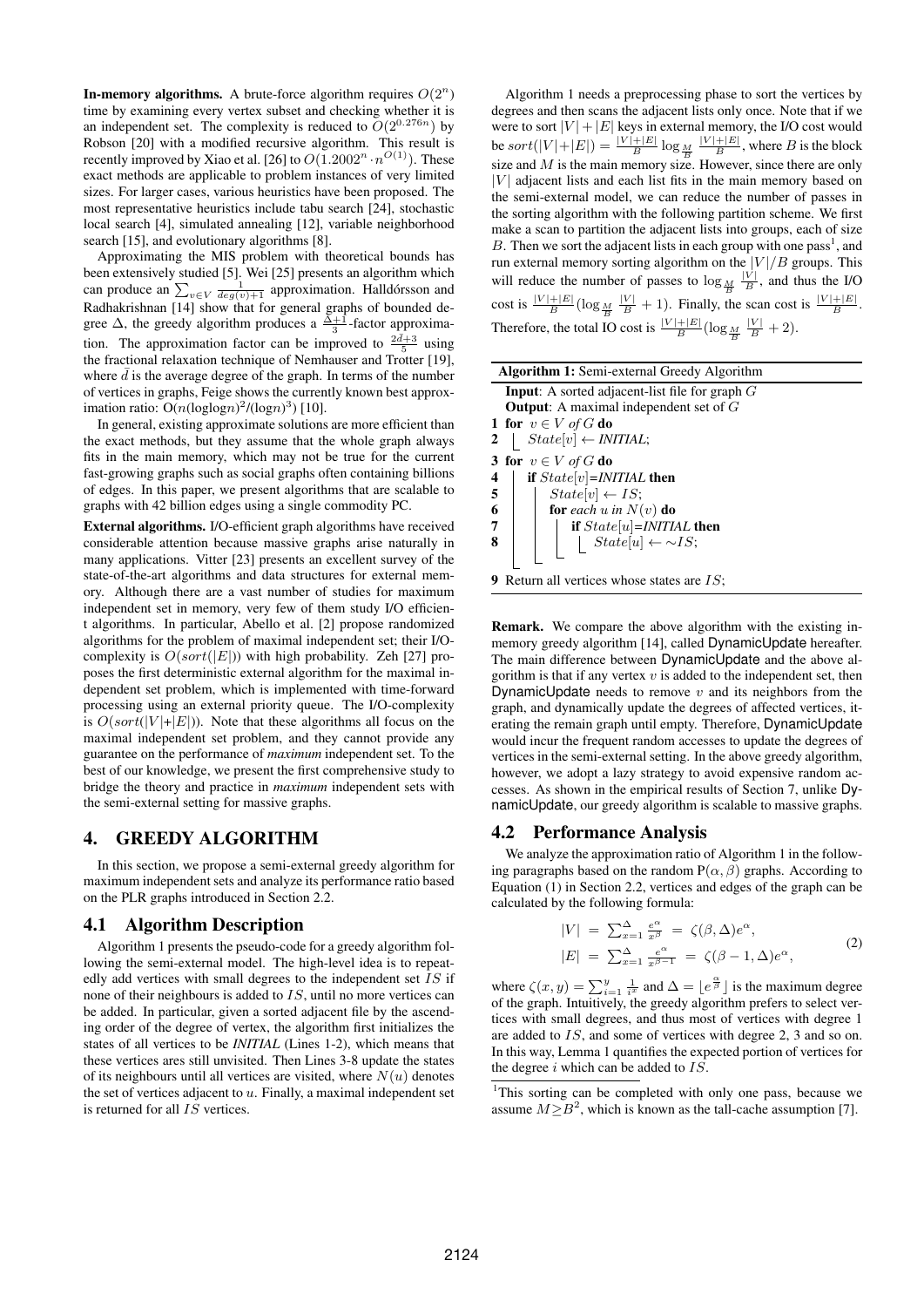**In-memory algorithms.** A brute-force algorithm requires $O(2^n)$ time by examining every vertex subset and checking whether it is an independent set. The complexity is reduced to $O(2^{0.276n})$ by Robson [20] with a modified recursive algorithm. This result is recently improved by Xiao et al. [26] to $O(1.2002^n \cdot n^{O(1)})$. These exact methods are applicable to problem instances of very limited sizes. For larger cases, various heuristics have been proposed. The most representative heuristics include tabu search [24], stochastic local search [4], simulated annealing [12], variable neighborhood search [15], and evolutionary algorithms [8].

Approximating the MIS problem with theoretical bounds has been extensively studied [5]. Wei [25] presents an algorithm which can produce an $\sum_{v \in V} \frac{1}{deg(v)+1}$ approximation. Halldórsson and Radhakrishnan [14] show that for general graphs of bounded degree $\Delta$, the greedy algorithm produces a $\frac{\Delta+1}{3}$-factor approximation. The approximation factor can be improved to $\frac{2\bar{d}+3}{5}$ using the fractional relaxation technique of Nemhauser and Trotter [19], where $\bar{d}$ is the average degree of the graph. In terms of the number of vertices in graphs, Feige shows the currently known best approximation ratio: $O(n(\log\log n)^2/(\log n)^3)$ [10].

In general, existing approximate solutions are more efficient than the exact methods, but they assume that the whole graph always fits in the main memory, which may not be true for the current fast-growing graphs such as social graphs often containing billions of edges. In this paper, we present algorithms that are scalable to graphs with 42 billion edges using a single commodity PC.

**External algorithms.** I/O-efficient graph algorithms have received considerable attention because massive graphs arise naturally in many applications. Vitter [23] presents an excellent survey of the state-of-the-art algorithms and data structures for external memory. Although there are a vast number of studies for maximum independent set in memory, very few of them study I/O efficient algorithms. In particular, Abello et al. [2] propose randomized algorithms for the problem of maximal independent set; their I/O-complexity is $O(sort(|E|))$ with high probability. Zeh [27] proposes the first deterministic external algorithm for the maximal independent set problem, which is implemented with time-forward processing using an external priority queue. The I/O-complexity is $O(sort(|V|+|E|))$. Note that these algorithms all focus on the maximal independent set problem, and they cannot provide any guarantee on the performance of *maximum* independent set. To the best of our knowledge, we present the first comprehensive study to bridge the theory and practice in *maximum* independent sets with the semi-external setting for massive graphs.

# 4. GREEDY ALGORITHM

In this section, we propose a semi-external greedy algorithm for maximum independent sets and analyze its performance ratio based on the PLR graphs introduced in Section 2.2.

## 4.1 Algorithm Description

Algorithm 1 presents the pseudo-code for a greedy algorithm following the semi-external model. The high-level idea is to repeatedly add vertices with small degrees to the independent set $IS$ if none of their neighbours is added to $IS$, until no more vertices can be added. In particular, given a sorted adjacent file by the ascending order of the degree of vertex, the algorithm first initializes the states of all vertices to be *INITIAL* (Lines 1-2), which means that these vertices ares still unvisited. Then Lines 3-8 update the states of its neighbours until all vertices are visited, where $N(u)$ denotes the set of vertices adjacent to $u$. Finally, a maximal independent set is returned for all $IS$ vertices.

Algorithm 1 needs a preprocessing phase to sort the vertices by degrees and then scans the adjacent lists only once. Note that if we were to sort $|V|+|E|$ keys in external memory, the I/O cost would be $sort(|V|+|E|) = \frac{|V|+|E|}{B} \log_{\frac{M}{B}} \frac{|V|+|E|}{B}$, where $B$ is the block size and $M$ is the main memory size. However, since there are only $|V|$ adjacent lists and each list fits in the main memory based on the semi-external model, we can reduce the number of passes in the sorting algorithm with the following partition scheme. We first make a scan to partition the adjacent lists into groups, each of size $B$. Then we sort the adjacent lists in each group with one pass[1], and run external memory sorting algorithm on the $|V|/B$ groups. This will reduce the number of passes to $\log_{\frac{M}{B}} \frac{|V|}{B}$, and thus the I/O cost is $\frac{|V|+|E|}{B}(\log_{\frac{M}{B}} \frac{|V|}{B} + 1)$. Finally, the scan cost is $\frac{|V|+|E|}{B}$. Therefore, the total IO cost is $\frac{|V|+|E|}{B}(\log_{\frac{M}{B}} \frac{|V|}{B} + 2)$.

**Algorithm 1:** Semi-external Greedy Algorithm

```
Input: A sorted adjacent-list file for graph G
Output: A maximal independent set of G
1 for v ∈ V of G do
2     State[v] ← INITIAL;
3 for v ∈ V of G do
4     if State[v]=INITIAL then
5         State[v] ← IS;
6         for each u in N(v) do
7             if State[u]=INITIAL then
8                 State[u] ← ~IS;
9 Return all vertices whose states are IS;
```

**Remark.** We compare the above algorithm with the existing in-memory greedy algorithm [14], called DynamicUpdate hereafter. The main difference between DynamicUpdate and the above algorithm is that if any vertex $v$ is added to the independent set, then DynamicUpdate needs to remove $v$ and its neighbors from the graph, and dynamically update the degrees of affected vertices, iterating the remain graph until empty. Therefore, DynamicUpdate would incur the frequent random accesses to update the degrees of vertices in the semi-external setting. In the above greedy algorithm, however, we adopt a lazy strategy to avoid expensive random accesses. As shown in the empirical results of Section 7, unlike DynamicUpdate, our greedy algorithm is scalable to massive graphs.

## 4.2 Performance Analysis

We analyze the approximation ratio of Algorithm 1 in the following paragraphs based on the random $P(\alpha, \beta)$ graphs. According to Equation (1) in Section 2.2, vertices and edges of the graph can be calculated by the following formula:

$$
\begin{aligned}
|V| &= \sum_{x=1}^{\Delta} \frac{e^{\alpha}}{x^{\beta}} = \zeta(\beta, \Delta)e^{\alpha}, \\
|E| &= \sum_{x=1}^{\Delta} \frac{e^{\alpha}}{x^{\beta-1}} = \zeta(\beta-1, \Delta)e^{\alpha},
\end{aligned}
\tag{2}
$$

where $\zeta(x, y) = \sum_{i=1}^{y} \frac{1}{i^x}$ and $\Delta = \lfloor e^{\frac{\alpha}{\beta}} \rfloor$ is the maximum degree of the graph. Intuitively, the greedy algorithm prefers to select vertices with small degrees, and thus most of vertices with degree 1 are added to $IS$, and some of vertices with degree 2, 3 and so on. In this way, Lemma 1 quantifies the expected portion of vertices for the degree $i$ which can be added to $IS$.

[1]This sorting can be completed with only one pass, because we assume $M \geq B^2$, which is known as the tall-cache assumption [7].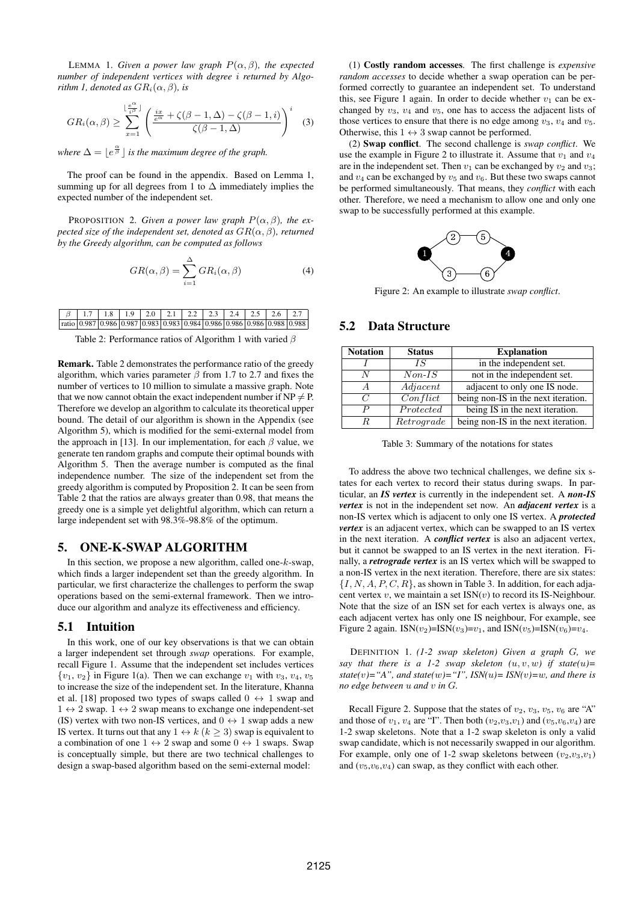LEMMA 1. *Given a power law graph $P(\alpha, \beta)$, the expected number of independent vertices with degree $i$ returned by Algorithm 1, denoted as $GR_i(\alpha, \beta)$, is*

$$GR_i(\alpha,\beta) \geq \sum_{x=1}^{\lfloor \frac{e^{\alpha}}{i^{\beta}} \rfloor} \left( \frac{\frac{ix}{e^{\alpha}} + \zeta(\beta-1,\Delta) - \zeta(\beta-1,i)}{\zeta(\beta-1,\Delta)} \right)^{i} \quad (3)$$

*where $\Delta = \lfloor e^{\frac{\alpha}{\beta}} \rfloor$ is the maximum degree of the graph.*

The proof can be found in the appendix. Based on Lemma 1, summing up for all degrees from 1 to $\Delta$ immediately implies the expected number of the independent set.

PROPOSITION 2. *Given a power law graph $P(\alpha, \beta)$, the expected size of the independent set, denoted as $GR(\alpha, \beta)$, returned by the Greedy algorithm, can be computed as follows*

$$GR(\alpha,\beta) = \sum_{i=1}^{\Delta} GR_i(\alpha,\beta) \quad (4)$$

| $\beta$ | 1.7 | 1.8 | 1.9 | 2.0 | 2.1 | 2.2 | 2.3 | 2.4 | 2.5 | 2.6 | 2.7 |
|---|---|---|---|---|---|---|---|---|---|---|---|
| ratio | 0.987 | 0.986 | 0.987 | 0.983 | 0.983 | 0.984 | 0.986 | 0.986 | 0.986 | 0.988 | 0.988 |

Table 2: Performance ratios of Algorithm 1 with varied $\beta$

**Remark.** Table 2 demonstrates the performance ratio of the greedy algorithm, which varies parameter $\beta$ from 1.7 to 2.7 and fixes the number of vertices to 10 million to simulate a massive graph. Note that we now cannot obtain the exact independent number if NP $\neq$ P. Therefore we develop an algorithm to calculate its theoretical upper bound. The detail of our algorithm is shown in the Appendix (see Algorithm 5), which is modified for the semi-external model from the approach in [13]. In our implementation, for each $\beta$ value, we generate ten random graphs and compute their optimal bounds with Algorithm 5. Then the average number is computed as the final independence number. The size of the independent set from the greedy algorithm is computed by Proposition 2. It can be seen from Table 2 that the ratios are always greater than 0.98, that means the greedy one is a simple yet delightful algorithm, which can return a large independent set with 98.3%-98.8% of the optimum.

# 5. ONE-K-SWAP ALGORITHM

In this section, we propose a new algorithm, called one-$k$-swap, which finds a larger independent set than the greedy algorithm. In particular, we first characterize the challenges to perform the swap operations based on the semi-external framework. Then we introduce our algorithm and analyze its effectiveness and efficiency.

## 5.1 Intuition

In this work, one of our key observations is that we can obtain a larger independent set through *swap* operations. For example, recall Figure 1. Assume that the independent set includes vertices $\{v_1, v_2\}$ in Figure 1(a). Then we can exchange $v_1$ with $v_3$, $v_4$, $v_5$ to increase the size of the independent set. In the literature, Khanna et al. [18] proposed two types of swaps called $0 \leftrightarrow 1$ swap and $1 \leftrightarrow 2$ swap. $1 \leftrightarrow 2$ swap means to exchange one independent-set (IS) vertex with two non-IS vertices, and $0 \leftrightarrow 1$ swap adds a new IS vertex. It turns out that any $1 \leftrightarrow k$ ($k \geq 3$) swap is equivalent to a combination of one $1 \leftrightarrow 2$ swap and some $0 \leftrightarrow 1$ swaps. Swap is conceptually simple, but there are two technical challenges to design a swap-based algorithm based on the semi-external model:

(1) **Costly random accesses**. The first challenge is *expensive random accesses* to decide whether a swap operation can be performed correctly to guarantee an independent set. To understand this, see Figure 1 again. In order to decide whether $v_1$ can be exchanged by $v_3$, $v_4$ and $v_5$, one has to access the adjacent lists of those vertices to ensure that there is no edge among $v_3$, $v_4$ and $v_5$. Otherwise, this $1 \leftrightarrow 3$ swap cannot be performed.

(2) **Swap conflict**. The second challenge is *swap conflict*. We use the example in Figure 2 to illustrate it. Assume that $v_1$ and $v_4$ are in the independent set. Then $v_1$ can be exchanged by $v_2$ and $v_3$; and $v_4$ can be exchanged by $v_5$ and $v_6$. But these two swaps cannot be performed simultaneously. That means, they *conflict* with each other. Therefore, we need a mechanism to allow one and only one swap to be successfully performed at this example.

Figure 2: An example to illustrate *swap conflict*.

## 5.2 Data Structure

| Notation | Status | Explanation |
|---|---|---|
| $I$ | $IS$ | in the independent set. |
| $N$ | $Non\text{-}IS$ | not in the independent set. |
| $A$ | $Adjacent$ | adjacent to only one IS node. |
| $C$ | $Conflict$ | being non-IS in the next iteration. |
| $P$ | $Protected$ | being IS in the next iteration. |
| $R$ | $Retrograde$ | being non-IS in the next iteration. |

Table 3: Summary of the notations for states

To address the above two technical challenges, we define six states for each vertex to record their status during swaps. In particular, an ***IS vertex*** is currently in the independent set. A ***non-IS vertex*** is not in the independent set now. An ***adjacent vertex*** is a non-IS vertex which is adjacent to only one IS vertex. A ***protected vertex*** is an adjacent vertex, which can be swapped to an IS vertex in the next iteration. A ***conflict vertex*** is also an adjacent vertex, but it cannot be swapped to an IS vertex in the next iteration. Finally, a ***retrograde vertex*** is an IS vertex which will be swapped to a non-IS vertex in the next iteration. Therefore, there are six states: $\{I, N, A, P, C, R\}$, as shown in Table 3. In addition, for each adjacent vertex $v$, we maintain a set ISN($v$) to record its IS-Neighbour. Note that the size of an ISN set for each vertex is always one, as each adjacent vertex has only one IS neighbour, For example, see Figure 2 again. ISN($v_2$)=ISN($v_3$)=$v_1$, and ISN($v_5$)=ISN($v_6$)=$v_4$.

DEFINITION 1. *(1-2 swap skeleton) Given a graph $G$, we say that there is a 1-2 swap skeleton $(u, v, w)$ if state($u$)= state($v$)="A", and state($w$)="I", ISN($u$)= ISN($v$)=$w$, and there is no edge between $u$ and $v$ in $G$.*

Recall Figure 2. Suppose that the states of $v_2$, $v_3$, $v_5$, $v_6$ are "A" and those of $v_1$, $v_4$ are "I". Then both ($v_2$,$v_3$,$v_1$) and ($v_5$,$v_6$,$v_4$) are 1-2 swap skeletons. Note that a 1-2 swap skeleton is only a valid swap candidate, which is not necessarily swapped in our algorithm. For example, only one of 1-2 swap skeletons between ($v_2$,$v_3$,$v_1$) and ($v_5$,$v_6$,$v_4$) can swap, as they conflict with each other.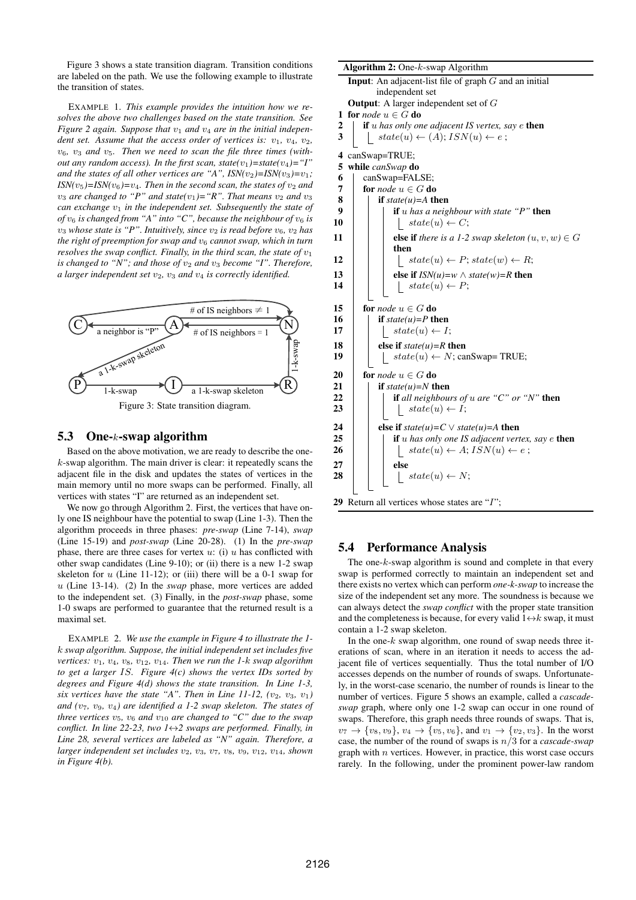Figure 3 shows a state transition diagram. Transition conditions are labeled on the path. We use the following example to illustrate the transition of states.

EXAMPLE 1. *This example provides the intuition how we resolves the above two challenges based on the state transition. See Figure 2 again. Suppose that $v_1$ and $v_4$ are in the initial independent set. Assume that the access order of vertices is: $v_1$, $v_4$, $v_2$, $v_6$, $v_3$ and $v_5$. Then we need to scan the file three times (without any random access). In the first scan, state($v_1$)=state($v_4$)="I" and the states of all other vertices are "A", ISN($v_2$)=ISN($v_3$)=$v_1$; ISN($v_5$)=ISN($v_6$)=$v_4$. Then in the second scan, the states of $v_2$ and $v_3$ are changed to "P" and state($v_1$)="R". That means $v_2$ and $v_3$ can exchange $v_1$ in the independent set. Subsequently the state of of $v_6$ is changed from "A" into "C", because the neighbour of $v_6$ is $v_3$ whose state is "P". Intuitively, since $v_2$ is read before $v_6$, $v_2$ has the right of preemption for swap and $v_6$ cannot swap, which in turn resolves the swap conflict. Finally, in the third scan, the state of $v_1$ is changed to "N"; and those of $v_2$ and $v_3$ become "I". Therefore, a larger independent set $v_2$, $v_3$ and $v_4$ is correctly identified.*

Figure 3: State transition diagram.

## 5.3 One-$k$-swap algorithm

Based on the above motivation, we are ready to describe the one-$k$-swap algorithm. The main driver is clear: it repeatedly scans the adjacent file in the disk and updates the states of vertices in the main memory until no more swaps can be performed. Finally, all vertices with states "I" are returned as an independent set.

We now go through Algorithm 2. First, the vertices that have only one IS neighbour have the potential to swap (Line 1-3). Then the algorithm proceeds in three phases: *pre-swap* (Line 7-14), *swap* (Line 15-19) and *post-swap* (Line 20-28). (1) In the *pre-swap* phase, there are three cases for vertex $u$: (i) $u$ has conflicted with other swap candidates (Line 9-10); or (ii) there is a new 1-2 swap skeleton for $u$ (Line 11-12); or (iii) there will be a 0-1 swap for $u$ (Line 13-14). (2) In the *swap* phase, more vertices are added to the independent set. (3) Finally, in the *post-swap* phase, some 1-0 swaps are performed to guarantee that the returned result is a maximal set.

EXAMPLE 2. *We use the example in Figure 4 to illustrate the 1-$k$ swap algorithm. Suppose, the initial independent set includes five vertices: $v_1$, $v_4$, $v_8$, $v_{12}$, $v_{14}$. Then we run the 1-$k$ swap algorithm to get a larger IS. Figure 4(c) shows the vertex IDs sorted by degrees and Figure 4(d) shows the state transition. In Line 1-3, six vertices have the state "A". Then in Line 11-12, ($v_2$, $v_3$, $v_1$) and ($v_7$, $v_9$, $v_4$) are identified a 1-2 swap skeleton. The states of three vertices $v_5$, $v_6$ and $v_{10}$ are changed to "C" due to the swap conflict. In line 22-23, two 1↔2 swaps are performed. Finally, in Line 28, several vertices are labeled as "N" again. Therefore, a larger independent set includes $v_2$, $v_3$, $v_7$, $v_8$, $v_9$, $v_{12}$, $v_{14}$, shown in Figure 4(b).*

**Algorithm 2:** One-$k$-swap Algorithm

**Input**: An adjacent-list file of graph $G$ and an initial independent set
**Output**: A larger independent set of $G$

```
1  for node u ∈ G do
2      if u has only one adjacent IS vertex, say e then
3          state(u) ← (A); ISN(u) ← e ;
4  canSwap=TRUE;
5  while canSwap do
6      canSwap=FALSE;
7      for node u ∈ G do
8          if state(u)=A then
9              if u has a neighbour with state "P" then
10                 state(u) ← C;
11             else if there is a 1-2 swap skeleton (u, v, w) ∈ G then
12                 state(u) ← P; state(w) ← R;
13             else if ISN(u)=w ∧ state(w)=R then
14                 state(u) ← P;
15     for node u ∈ G do
16         if state(u)=P then
17             state(u) ← I;
18         else if state(u)=R then
19             state(u) ← N; canSwap= TRUE;
20     for node u ∈ G do
21         if state(u)=N then
22             if all neighbours of u are "C" or "N" then
23                 state(u) ← I;
24         else if state(u)=C ∨ state(u)=A then
25             if u has only one IS adjacent vertex, say e then
26                 state(u) ← A; ISN(u) ← e ;
27             else
28                 state(u) ← N;
29 Return all vertices whose states are "I";
```

## 5.4 Performance Analysis

The one-$k$-swap algorithm is sound and complete in that every swap is performed correctly to maintain an independent set and there exists no vertex which can perform *one-k-swap* to increase the size of the independent set any more. The soundness is because we can always detect the *swap conflict* with the proper state transition and the completeness is because, for every valid $1 \leftrightarrow k$ swap, it must contain a 1-2 swap skeleton.

In the one-$k$ swap algorithm, one round of swap needs three iterations of scan, where in an iteration it needs to access the adjacent file of vertices sequentially. Thus the total number of I/O accesses depends on the number of rounds of swaps. Unfortunately, in the worst-case scenario, the number of rounds is linear to the number of vertices. Figure 5 shows an example, called a *cascade-swap* graph, where only one 1-2 swap can occur in one round of swaps. Therefore, this graph needs three rounds of swaps. That is, $v_7 \rightarrow \{v_8, v_9\}$, $v_4 \rightarrow \{v_5, v_6\}$, and $v_1 \rightarrow \{v_2, v_3\}$. In the worst case, the number of the round of swaps is $n/3$ for a *cascade-swap* graph with $n$ vertices. However, in practice, this worst case occurs rarely. In the following, under the prominent power-law random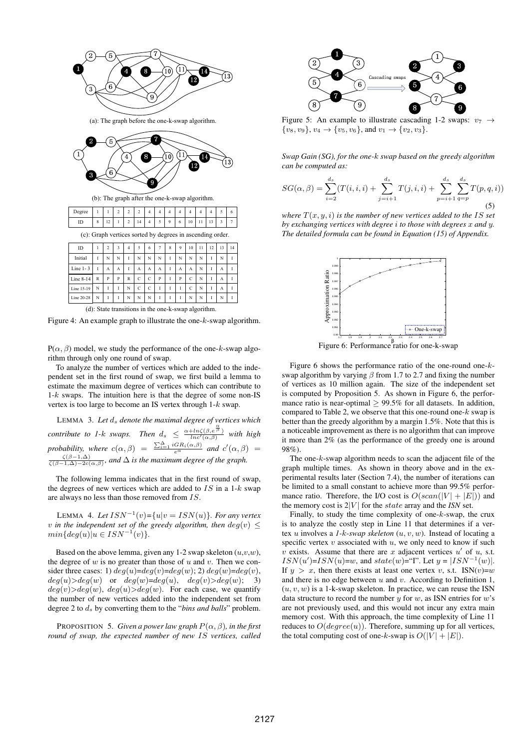(a): The graph before the one-k-swap algorithm.

(b): The graph after the one-k-swap algorithm.

| Degree | 1 | 1 | 2 | 2 | 2 | 4 | 4 | 4 | 4 | 4 | 4 | 4 | 5 | 6 |
|---|---|---|---|---|---|---|---|---|---|---|---|---|---|---|
| ID | 8 | 12 | 1 | 2 | 14 | 4 | 5 | 9 | 6 | 10 | 11 | 13 | 3 | 7 |

(c): Graph vertices sorted by degrees in ascending order.

| ID | 1 | 2 | 3 | 4 | 5 | 6 | 7 | 8 | 9 | 10 | 11 | 12 | 13 | 14 |
|---|---|---|---|---|---|---|---|---|---|---|---|---|---|---|
| Initial | I | N | N | I | N | N | N | I | N | N | N | I | N | I |
| Line 1- 3 | I | A | A | I | A | A | A | I | A | A | N | I | A | I |
| Line 8-14 | R | P | P | R | C | C | P | I | P | C | N | I | A | I |
| Line 15-19 | N | I | I | N | C | C | I | I | I | C | N | I | A | I |
| Line 20-28 | N | I | I | N | N | N | I | I | I | N | N | I | N | I |

(d): State transitions in the one-k-swap algorithm.

Figure 4: An example graph to illustrate the one-$k$-swap algorithm.

$P(\alpha, \beta)$ model, we study the performance of the one-$k$-swap algorithm through only one round of swap.

To analyze the number of vertices which are added to the independent set in the first round of swap, we first build a lemma to estimate the maximum degree of vertices which can contribute to 1-$k$ swaps. The intuition here is that the degree of some non-IS vertex is too large to become an IS vertex through 1-$k$ swap.

LEMMA 3. *Let $d_s$ denote the maximal degree of vertices which contribute to 1-k swaps. Then $d_s \leq \frac{\alpha + ln\zeta(\beta, e^{\frac{\alpha}{\beta}})}{lnc'(\alpha,\beta)}$ with high probability, where $c(\alpha,\beta) = \frac{\sum_{i=1}^{\Delta} iGR_i(\alpha,\beta)}{e^{\alpha}}$ and $c'(\alpha,\beta) = \frac{\zeta(\beta-1,\Delta)}{\zeta(\beta-1,\Delta)-2c(\alpha,\beta)}$, and $\Delta$ is the maximum degree of the graph.*

The following lemma indicates that in the first round of swap, the degrees of new vertices which are added to $IS$ in a 1-$k$ swap are always no less than those removed from $IS$.

LEMMA 4. *Let $ISN^{-1}(v)$={$u|v = ISN(u)$}. For any vertex $v$ in the independent set of the greedy algorithm, then $deg(v) \leq min\{deg(u)|u \in ISN^{-1}(v)\}$.*

Based on the above lemma, given any 1-2 swap skeleton $(u,v,w)$, the degree of $w$ is no greater than those of $u$ and $v$. Then we consider three cases: 1) $deg(u)$=$deg(v)$=$deg(w)$; 2) $deg(w)$=$deg(v)$, $deg(u)$>$deg(w)$ or $deg(w)$=$deg(u)$, $deg(v)$>$deg(w)$; 3) $deg(v)$>$deg(w)$, $deg(u)$>$deg(w)$. For each case, we quantify the number of new vertices added into the independent set from degree 2 to $d_s$ by converting them to the "*bins and balls*" problem.

PROPOSITION 5. *Given a power law graph $P(\alpha, \beta)$, in the first round of swap, the expected number of new $IS$ vertices, called Swap Gain (SG), for the one-k swap based on the greedy algorithm can be computed as:*

$$SG(\alpha,\beta) = \sum_{i=2}^{d_s}(T(i,i,i) + \sum_{j=i+1}^{d_s} T(j,i,i) + \sum_{p=i+1}^{d_s}\sum_{q=p}^{d_s} T(p,q,i)) \tag{5}$$

*where $T(x,y,i)$ is the number of new vertices added to the $IS$ set by exchanging vertices with degree $i$ to those with degrees $x$ and $y$. The detailed formula can be found in Equation (15) of Appendix.*

Figure 5: An example to illustrate cascading 1-2 swaps: $v_7 \rightarrow \{v_8, v_9\}$, $v_4 \rightarrow \{v_5, v_6\}$, and $v_1 \rightarrow \{v_2, v_3\}$.

Figure 6: Performance ratio for one-k-swap

Figure 6 shows the performance ratio of the one-round one-$k$-swap algorithm by varying $\beta$ from 1.7 to 2.7 and fixing the number of vertices as 10 million again. The size of the independent set is computed by Proposition 5. As shown in Figure 6, the performance ratio is near-optimal $\geq$ 99.5% for all datasets. In addition, compared to Table 2, we observe that this one-round one-$k$ swap is better than the greedy algorithm by a margin 1.5%. Note that this is a noticeable improvement as there is no algorithm that can improve it more than 2% (as the performance of the greedy one is around 98%).

The one-$k$-swap algorithm needs to scan the adjacent file of the graph multiple times. As shown in theory above and in the experimental results later (Section 7.4), the number of iterations can be limited to a small constant to achieve more than 99.5% performance ratio. Therefore, the I/O cost is $O(scan(|V| + |E|))$ and the memory cost is $2|V|$ for the $state$ array and the *ISN* set.

Finally, to study the time complexity of one-$k$-swap, the crux is to analyze the costly step in Line 11 that determines if a vertex $u$ involves a *1-$k$-swap skeleton* $(u, v, w)$. Instead of locating a specific vertex $v$ associated with $u$, we only need to know if such $v$ exists. Assume that there are $x$ adjacent vertices $u'$ of $u$, s.t. $ISN(u')$=$ISN(u)$=$w$, and $state(w)$="I". Let $y = |ISN^{-1}(w)|$. If $y > x$, then there exists at least one vertex $v$, s.t. ISN($v$)=$w$ and there is no edge between $u$ and $v$. According to Definition 1, $(u, v, w)$ is a 1-k-swap skeleton. In practice, we can reuse the ISN data structure to record the number $y$ for $w$, as ISN entries for $w$'s are not previously used, and this would not incur any extra main memory cost. With this approach, the time complexity of Line 11 reduces to $O(degree(u))$. Therefore, summing up for all vertices, the total computing cost of one-$k$-swap is $O(|V| + |E|)$.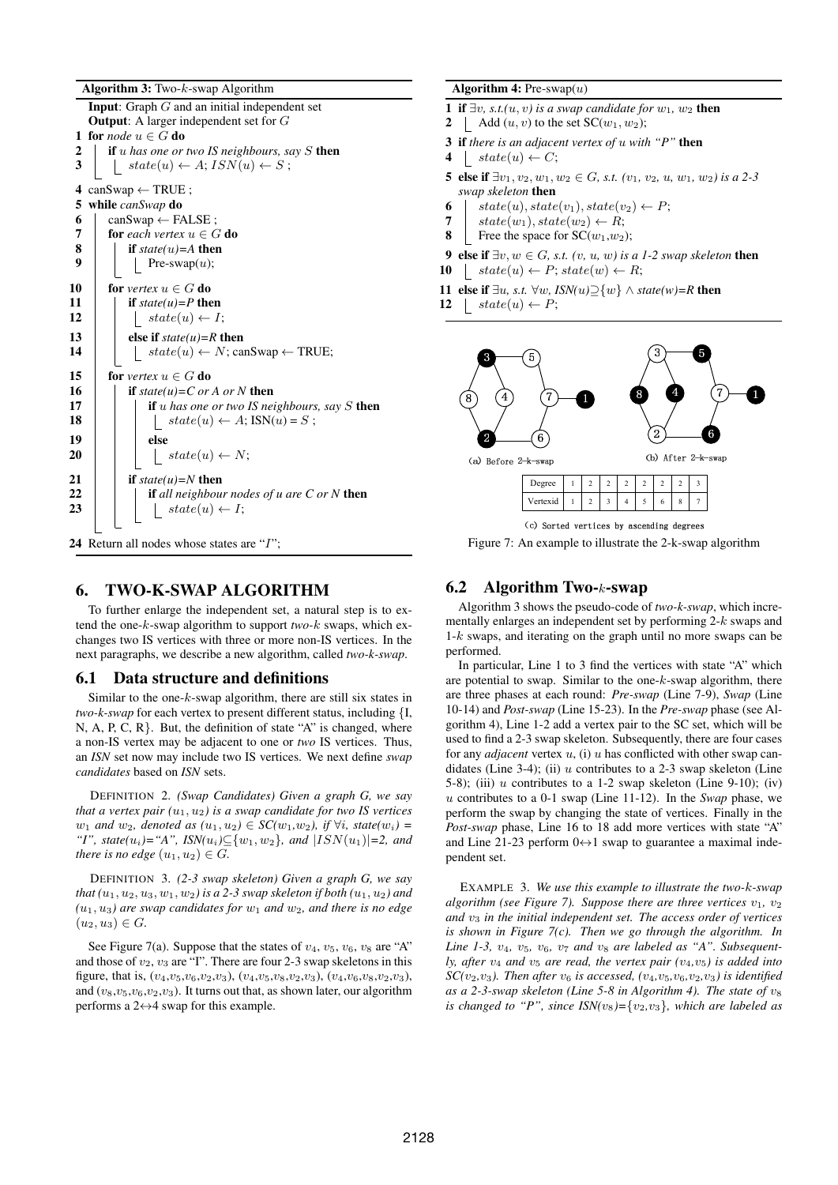**Algorithm 3:** Two-$k$-swap Algorithm

```
Input: Graph G and an initial independent set
Output: A larger independent set for G
1  for node u ∈ G do
2      if u has one or two IS neighbours, say S then
3          state(u) ← A; ISN(u) ← S ;
4  canSwap ← TRUE ;
5  while canSwap do
6      canSwap ← FALSE ;
7      for each vertex u ∈ G do
8          if state(u)=A then
9              Pre-swap(u);
10     for vertex u ∈ G do
11         if state(u)=P then
12             state(u) ← I;
13         else if state(u)=R then
14             state(u) ← N; canSwap ← TRUE;
15     for vertex u ∈ G do
16         if state(u)=C or A or N then
17             if u has one or two IS neighbours, say S then
18                 state(u) ← A; ISN(u) = S ;
19             else
20                 state(u) ← N;
21         if state(u)=N then
22             if all neighbour nodes of u are C or N then
23                 state(u) ← I;
24 Return all nodes whose states are "I";
```

**Algorithm 4:** Pre-swap($u$)

```
1  if ∃v, s.t.(u, v) is a swap candidate for w1, w2 then
2      Add (u, v) to the set SC(w1, w2);
3  if there is an adjacent vertex of u with "P" then
4      state(u) ← C;
5  else if ∃v1, v2, w1, w2 ∈ G, s.t. (v1, v2, u, w1, w2) is a 2-3
   swap skeleton then
6      state(u), state(v1), state(v2) ← P;
7      state(w1), state(w2) ← R;
8      Free the space for SC(w1,w2);
9  else if ∃v, w ∈ G, s.t. (v, u, w) is a 1-2 swap skeleton then
10     state(u) ← P; state(w) ← R;
11 else if ∃u, s.t. ∀w, ISN(u)⊇{w} ∧ state(w)=R then
12     state(u) ← P;
```

| Degree | 1 | 2 | 2 | 2 | 2 | 2 | 2 | 3 |
|---|---|---|---|---|---|---|---|---|
| Vertexid | 1 | 2 | 3 | 4 | 5 | 6 | 8 | 7 |

(a) Before 2-k-swap (b) After 2-k-swap (c) Sorted vertices by ascending degrees

Figure 7: An example to illustrate the 2-k-swap algorithm

## 6. TWO-K-SWAP ALGORITHM

To further enlarge the independent set, a natural step is to extend the one-$k$-swap algorithm to support *two-$k$* swaps, which exchanges two IS vertices with three or more non-IS vertices. In the next paragraphs, we describe a new algorithm, called *two-$k$-swap*.

### 6.1 Data structure and definitions

Similar to the one-$k$-swap algorithm, there are still six states in *two-$k$-swap* for each vertex to present different status, including {I, N, A, P, C, R}. But, the definition of state "A" is changed, where a non-IS vertex may be adjacent to one or *two* IS vertices. Thus, an *ISN* set now may include two IS vertices. We next define *swap candidates* based on *ISN* sets.

DEFINITION 2. *(Swap Candidates) Given a graph G, we say that a vertex pair $(u_1, u_2)$ is a swap candidate for two IS vertices $w_1$ and $w_2$, denoted as $(u_1, u_2) \in SC(w_1,w_2)$, if $\forall i$, state($w_i$) = "I", state($u_i$)="A", ISN($u_i$)$\subseteq\{w_1, w_2\}$, and $|ISN(u_1)|$=2, and there is no edge $(u_1, u_2) \in G$.*

DEFINITION 3. *(2-3 swap skeleton) Given a graph G, we say that $(u_1, u_2, u_3, w_1, w_2)$ is a 2-3 swap skeleton if both $(u_1, u_2)$ and $(u_1, u_3)$ are swap candidates for $w_1$ and $w_2$, and there is no edge $(u_2, u_3) \in G$.*

See Figure 7(a). Suppose that the states of $v_4$, $v_5$, $v_6$, $v_8$ are "A" and those of $v_2$, $v_3$ are "I". There are four 2-3 swap skeletons in this figure, that is, ($v_4$,$v_5$,$v_6$,$v_2$,$v_3$), ($v_4$,$v_5$,$v_8$,$v_2$,$v_3$), ($v_4$,$v_6$,$v_8$,$v_2$,$v_3$), and ($v_8$,$v_5$,$v_6$,$v_2$,$v_3$). It turns out that, as shown later, our algorithm performs a 2$\leftrightarrow$4 swap for this example.

### 6.2 Algorithm Two-$k$-swap

Algorithm 3 shows the pseudo-code of *two-k-swap*, which incrementally enlarges an independent set by performing 2-$k$ swaps and 1-$k$ swaps, and iterating on the graph until no more swaps can be performed.

In particular, Line 1 to 3 find the vertices with state "A" which are potential to swap. Similar to the one-$k$-swap algorithm, there are three phases at each round: *Pre-swap* (Line 7-9), *Swap* (Line 10-14) and *Post-swap* (Line 15-23). In the *Pre-swap* phase (see Algorithm 4), Line 1-2 add a vertex pair to the SC set, which will be used to find a 2-3 swap skeleton. Subsequently, there are four cases for any *adjacent* vertex $u$, (i) $u$ has conflicted with other swap candidates (Line 3-4); (ii) $u$ contributes to a 2-3 swap skeleton (Line 5-8); (iii) $u$ contributes to a 1-2 swap skeleton (Line 9-10); (iv) $u$ contributes to a 0-1 swap (Line 11-12). In the *Swap* phase, we perform the swap by changing the state of vertices. Finally in the *Post-swap* phase, Line 16 to 18 add more vertices with state "A" and Line 21-23 perform 0$\leftrightarrow$1 swap to guarantee a maximal independent set.

EXAMPLE 3. *We use this example to illustrate the two-$k$-swap algorithm (see Figure 7). Suppose there are three vertices $v_1$, $v_2$ and $v_3$ in the initial independent set. The access order of vertices is shown in Figure 7(c). Then we go through the algorithm. In Line 1-3, $v_4$, $v_5$, $v_6$, $v_7$ and $v_8$ are labeled as "A". Subsequently, after $v_4$ and $v_5$ are read, the vertex pair ($v_4$,$v_5$) is added into SC($v_2$,$v_3$). Then after $v_6$ is accessed, ($v_4$,$v_5$,$v_6$,$v_2$,$v_3$) is identified as a 2-3-swap skeleton (Line 5-8 in Algorithm 4). The state of $v_8$ is changed to "P", since ISN($v_8$)={$v_2$,$v_3$}, which are labeled as*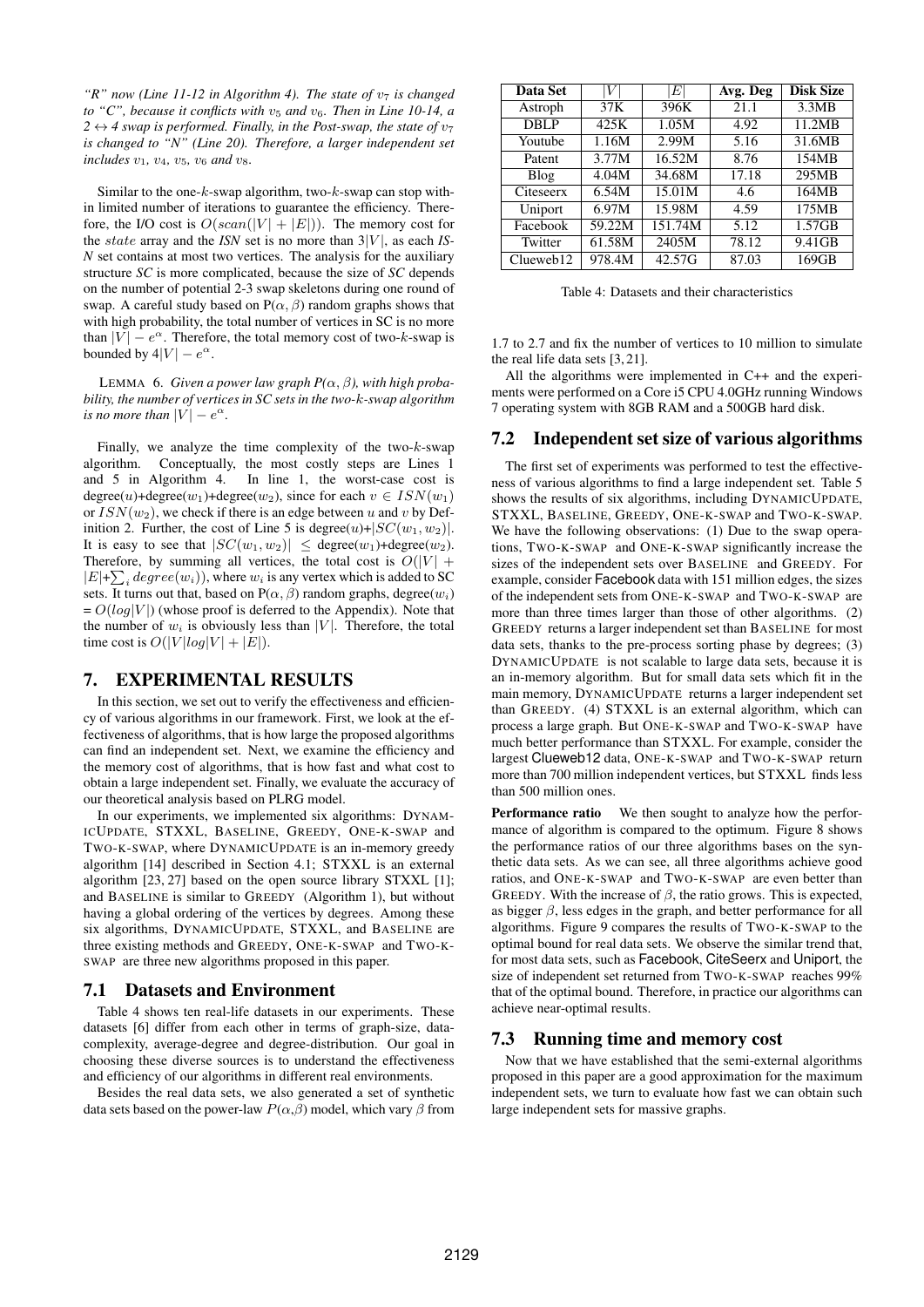*"R" now (Line 11-12 in Algorithm 4). The state of $v_7$ is changed to "C", because it conflicts with $v_5$ and $v_6$. Then in Line 10-14, a $2 \leftrightarrow 4$ swap is performed. Finally, in the Post-swap, the state of $v_7$ is changed to "N" (Line 20). Therefore, a larger independent set includes $v_1$, $v_4$, $v_5$, $v_6$ and $v_8$.*

Similar to the one-$k$-swap algorithm, two-$k$-swap can stop within limited number of iterations to guarantee the efficiency. Therefore, the I/O cost is $O(scan(|V| + |E|))$. The memory cost for the $state$ array and the *ISN* set is no more than $3|V|$, as each *IS-N* set contains at most two vertices. The analysis for the auxiliary structure *SC* is more complicated, because the size of *SC* depends on the number of potential 2-3 swap skeletons during one round of swap. A careful study based on P($\alpha, \beta$) random graphs shows that with high probability, the total number of vertices in SC is no more than $|V| - e^{\alpha}$. Therefore, the total memory cost of two-$k$-swap is bounded by $4|V| - e^{\alpha}$.

LEMMA 6. *Given a power law graph P($\alpha, \beta$), with high probability, the number of vertices in SC sets in the two-$k$-swap algorithm is no more than $|V| - e^{\alpha}$.*

Finally, we analyze the time complexity of the two-$k$-swap algorithm. Conceptually, the most costly steps are Lines 1 and 5 in Algorithm 4. In line 1, the worst-case cost is degree($u$)+degree($w_1$)+degree($w_2$), since for each $v \in ISN(w_1)$ or $ISN(w_2)$, we check if there is an edge between $u$ and $v$ by Definition 2. Further, the cost of Line 5 is degree($u$)+$|SC(w_1, w_2)|$. It is easy to see that $|SC(w_1, w_2)| \leq$ degree($w_1$)+degree($w_2$). Therefore, by summing all vertices, the total cost is $O(|V| + |E| + \sum_i degree(w_i))$, where $w_i$ is any vertex which is added to SC sets. It turns out that, based on P($\alpha, \beta$) random graphs, degree($w_i$) = $O(log|V|)$ (whose proof is deferred to the Appendix). Note that the number of $w_i$ is obviously less than $|V|$. Therefore, the total time cost is $O(|V|log|V| + |E|)$.

## 7. EXPERIMENTAL RESULTS

In this section, we set out to verify the effectiveness and efficiency of various algorithms in our framework. First, we look at the effectiveness of algorithms, that is how large the proposed algorithms can find an independent set. Next, we examine the efficiency and the memory cost of algorithms, that is how fast and what cost to obtain a large independent set. Finally, we evaluate the accuracy of our theoretical analysis based on PLRG model.

In our experiments, we implemented six algorithms: DYNAMICUPDATE, STXXL, BASELINE, GREEDY, ONE-K-SWAP and TWO-K-SWAP, where DYNAMICUPDATE is an in-memory greedy algorithm [14] described in Section 4.1; STXXL is an external algorithm [23, 27] based on the open source library STXXL [1]; and BASELINE is similar to GREEDY (Algorithm 1), but without having a global ordering of the vertices by degrees. Among these six algorithms, DYNAMICUPDATE, STXXL, and BASELINE are three existing methods and GREEDY, ONE-K-SWAP and TWO-K-SWAP are three new algorithms proposed in this paper.

### 7.1 Datasets and Environment

Table 4 shows ten real-life datasets in our experiments. These datasets [6] differ from each other in terms of graph-size, data-complexity, average-degree and degree-distribution. Our goal in choosing these diverse sources is to understand the effectiveness and efficiency of our algorithms in different real environments.

Besides the real data sets, we also generated a set of synthetic data sets based on the power-law $P(\alpha,\beta)$ model, which vary $\beta$ from 1.7 to 2.7 and fix the number of vertices to 10 million to simulate the real life data sets [3, 21].

| Data Set | $\lvert V\rvert$ | $\lvert E\rvert$ | Avg. Deg | Disk Size |
|---|---|---|---|---|
| Astroph | 37K | 396K | 21.1 | 3.3MB |
| DBLP | 425K | 1.05M | 4.92 | 11.2MB |
| Youtube | 1.16M | 2.99M | 5.16 | 31.6MB |
| Patent | 3.77M | 16.52M | 8.76 | 154MB |
| Blog | 4.04M | 34.68M | 17.18 | 295MB |
| Citeseerx | 6.54M | 15.01M | 4.6 | 164MB |
| Uniport | 6.97M | 15.98M | 4.59 | 175MB |
| Facebook | 59.22M | 151.74M | 5.12 | 1.57GB |
| Twitter | 61.58M | 2405M | 78.12 | 9.41GB |
| Clueweb12 | 978.4M | 42.57G | 87.03 | 169GB |

Table 4: Datasets and their characteristics

All the algorithms were implemented in C++ and the experiments were performed on a Core i5 CPU 4.0GHz running Windows 7 operating system with 8GB RAM and a 500GB hard disk.

### 7.2 Independent set size of various algorithms

The first set of experiments was performed to test the effectiveness of various algorithms to find a large independent set. Table 5 shows the results of six algorithms, including DYNAMICUPDATE, STXXL, BASELINE, GREEDY, ONE-K-SWAP and TWO-K-SWAP. We have the following observations: (1) Due to the swap operations, TWO-K-SWAP and ONE-K-SWAP significantly increase the sizes of the independent sets over BASELINE and GREEDY. For example, consider Facebook data with 151 million edges, the sizes of the independent sets from ONE-K-SWAP and TWO-K-SWAP are more than three times larger than those of other algorithms. (2) GREEDY returns a larger independent set than BASELINE for most data sets, thanks to the pre-process sorting phase by degrees; (3) DYNAMICUPDATE is not scalable to large data sets, because it is an in-memory algorithm. But for small data sets which fit in the main memory, DYNAMICUPDATE returns a larger independent set than GREEDY. (4) STXXL is an external algorithm, which can process a large graph. But ONE-K-SWAP and TWO-K-SWAP have much better performance than STXXL. For example, consider the largest Clueweb12 data, ONE-K-SWAP and TWO-K-SWAP return more than 700 million independent vertices, but STXXL finds less than 500 million ones.

**Performance ratio** We then sought to analyze how the performance of algorithm is compared to the optimum. Figure 8 shows the performance ratios of our three algorithms bases on the synthetic data sets. As we can see, all three algorithms achieve good ratios, and ONE-K-SWAP and TWO-K-SWAP are even better than GREEDY. With the increase of $\beta$, the ratio grows. This is expected, as bigger $\beta$, less edges in the graph, and better performance for all algorithms. Figure 9 compares the results of TWO-K-SWAP to the optimal bound for real data sets. We observe the similar trend that, for most data sets, such as Facebook, CiteSeerx and Uniport, the size of independent set returned from TWO-K-SWAP reaches 99% that of the optimal bound. Therefore, in practice our algorithms can achieve near-optimal results.

### 7.3 Running time and memory cost

Now that we have established that the semi-external algorithms proposed in this paper are a good approximation for the maximum independent sets, we turn to evaluate how fast we can obtain such large independent sets for massive graphs.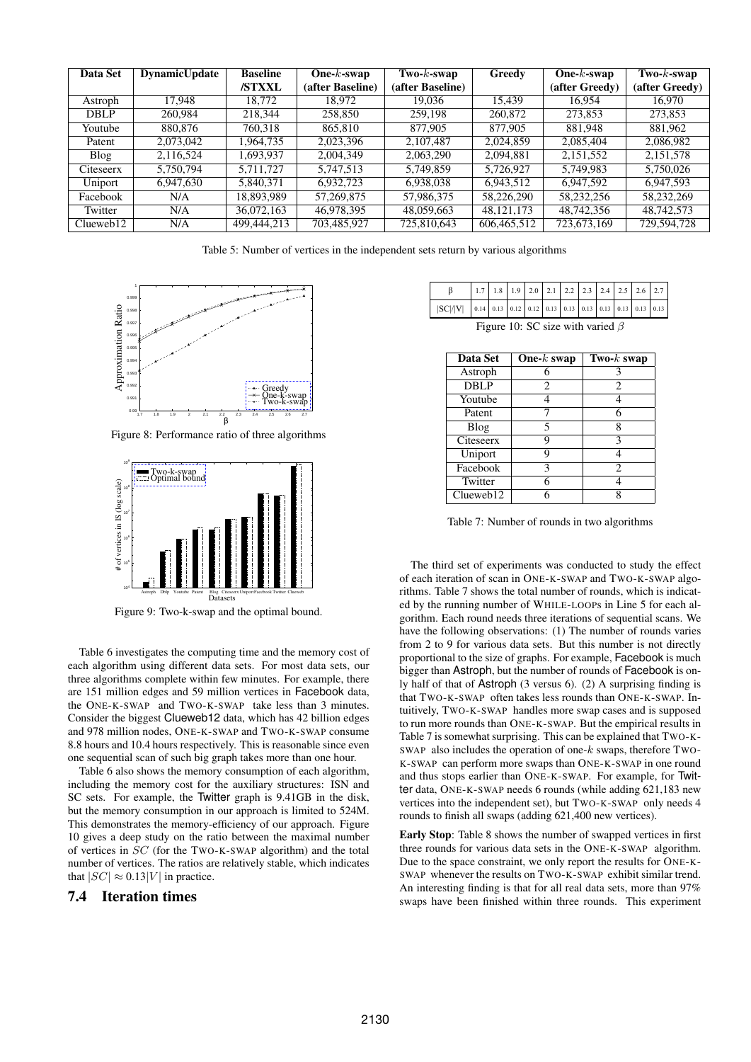| Data Set | DynamicUpdate | Baseline /STXXL | One-$k$-swap (after Baseline) | Two-$k$-swap (after Baseline) | Greedy | One-$k$-swap (after Greedy) | Two-$k$-swap (after Greedy) |
|---|---|---|---|---|---|---|---|
| Astroph | 17,948 | 18,772 | 18,972 | 19,036 | 15,439 | 16,954 | 16,970 |
| DBLP | 260,984 | 218,344 | 258,850 | 259,198 | 260,872 | 273,853 | 273,853 |
| Youtube | 880,876 | 760,318 | 865,810 | 877,905 | 877,905 | 881,948 | 881,962 |
| Patent | 2,073,042 | 1,964,735 | 2,023,396 | 2,107,487 | 2,024,859 | 2,085,404 | 2,086,982 |
| Blog | 2,116,524 | 1,693,937 | 2,004,349 | 2,063,290 | 2,094,881 | 2,151,552 | 2,151,578 |
| Citeseerx | 5,750,794 | 5,711,727 | 5,747,513 | 5,749,859 | 5,726,927 | 5,749,983 | 5,750,026 |
| Uniport | 6,947,630 | 5,840,371 | 6,932,723 | 6,938,038 | 6,943,512 | 6,947,592 | 6,947,593 |
| Facebook | N/A | 18,893,989 | 57,269,875 | 57,986,375 | 58,226,290 | 58,232,256 | 58,232,269 |
| Twitter | N/A | 36,072,163 | 46,978,395 | 48,059,663 | 48,121,173 | 48,742,356 | 48,742,573 |
| Clueweb12 | N/A | 499,444,213 | 703,485,927 | 725,810,643 | 606,465,512 | 723,673,169 | 729,594,728 |

Table 5: Number of vertices in the independent sets return by various algorithms

Figure 8: Performance ratio of three algorithms

Figure 9: Two-k-swap and the optimal bound.

| β | 1.7 | 1.8 | 1.9 | 2.0 | 2.1 | 2.2 | 2.3 | 2.4 | 2.5 | 2.6 | 2.7 |
|---|---|---|---|---|---|---|---|---|---|---|---|
| \|SC\|/\|V\| | 0.14 | 0.13 | 0.12 | 0.12 | 0.13 | 0.13 | 0.13 | 0.13 | 0.13 | 0.13 | 0.13 |

Figure 10: SC size with varied $\beta$

| Data Set | One-$k$ swap | Two-$k$ swap |
|---|---|---|
| Astroph | 6 | 3 |
| DBLP | 2 | 2 |
| Youtube | 4 | 4 |
| Patent | 7 | 6 |
| Blog | 5 | 8 |
| Citeseerx | 9 | 3 |
| Uniport | 9 | 4 |
| Facebook | 3 | 2 |
| Twitter | 6 | 4 |
| Clueweb12 | 6 | 8 |

Table 7: Number of rounds in two algorithms

Table 6 investigates the computing time and the memory cost of each algorithm using different data sets. For most data sets, our three algorithms complete within few minutes. For example, there are 151 million edges and 59 million vertices in Facebook data, the ONE-K-SWAP and TWO-K-SWAP take less than 3 minutes. Consider the biggest Clueweb12 data, which has 42 billion edges and 978 million nodes, ONE-K-SWAP and TWO-K-SWAP consume 8.8 hours and 10.4 hours respectively. This is reasonable since even one sequential scan of such big graph takes more than one hour.

Table 6 also shows the memory consumption of each algorithm, including the memory cost for the auxiliary structures: ISN and SC sets. For example, the Twitter graph is 9.41GB in the disk, but the memory consumption in our approach is limited to 524M. This demonstrates the memory-efficiency of our approach. Figure 10 gives a deep study on the ratio between the maximal number of vertices in $SC$ (for the TWO-K-SWAP algorithm) and the total number of vertices. The ratios are relatively stable, which indicates that $|SC| \approx 0.13|V|$ in practice.

## 7.4 Iteration times

The third set of experiments was conducted to study the effect of each iteration of scan in ONE-K-SWAP and TWO-K-SWAP algorithms. Table 7 shows the total number of rounds, which is indicated by the running number of WHILE-LOOPs in Line 5 for each algorithm. Each round needs three iterations of sequential scans. We have the following observations: (1) The number of rounds varies from 2 to 9 for various data sets. But this number is not directly proportional to the size of graphs. For example, Facebook is much bigger than Astroph, but the number of rounds of Facebook is only half of that of Astroph (3 versus 6). (2) A surprising finding is that TWO-K-SWAP often takes less rounds than ONE-K-SWAP. Intuitively, TWO-K-SWAP handles more swap cases and is supposed to run more rounds than ONE-K-SWAP. But the empirical results in Table 7 is somewhat surprising. This can be explained that TWO-K-SWAP also includes the operation of one-$k$ swaps, therefore TWO-K-SWAP can perform more swaps than ONE-K-SWAP in one round and thus stops earlier than ONE-K-SWAP. For example, for Twitter data, ONE-K-SWAP needs 6 rounds (while adding 621,183 new vertices into the independent set), but TWO-K-SWAP only needs 4 rounds to finish all swaps (adding 621,400 new vertices).

**Early Stop**: Table 8 shows the number of swapped vertices in first three rounds for various data sets in the ONE-K-SWAP algorithm. Due to the space constraint, we only report the results for ONE-K-SWAP whenever the results on TWO-K-SWAP exhibit similar trend. An interesting finding is that for all real data sets, more than 97% swaps have been finished within three rounds. This experiment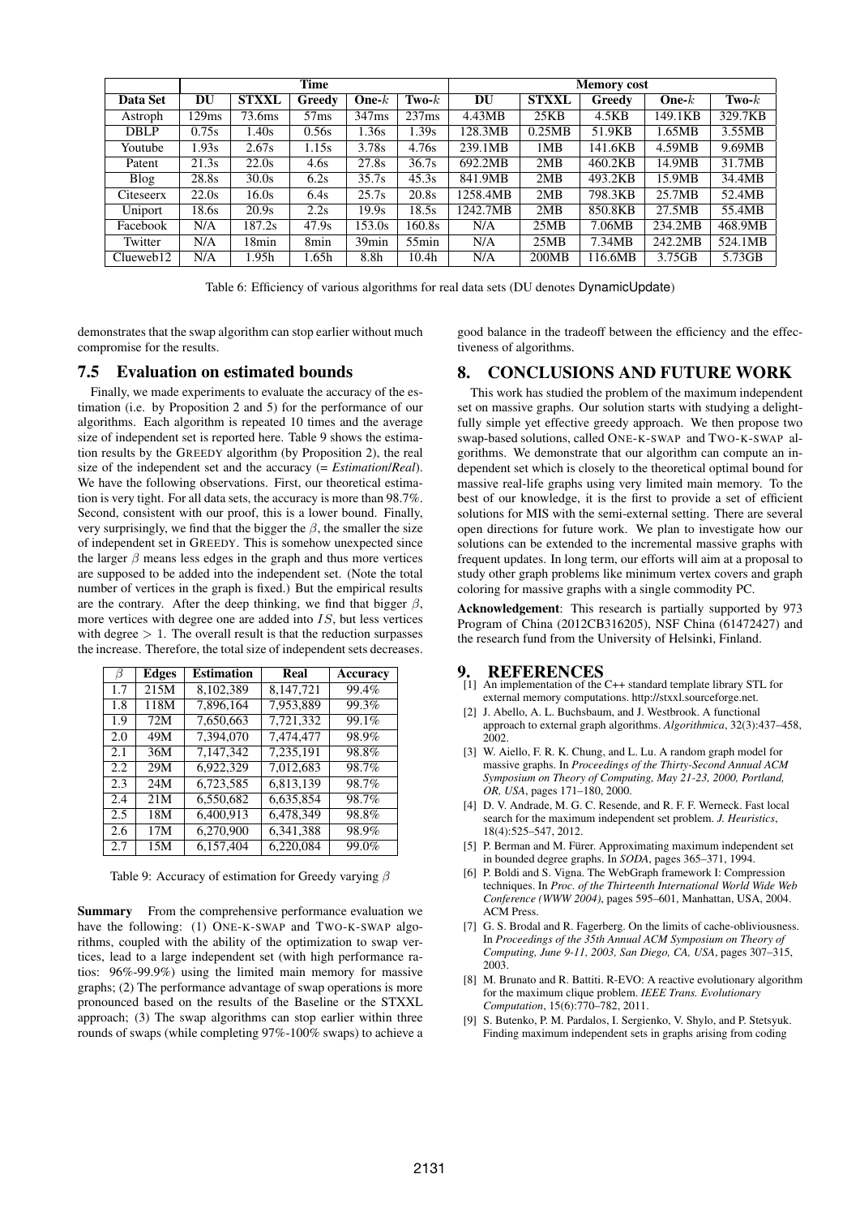| | Time | | | | | Memory cost | | | | |
|---|---|---|---|---|---|---|---|---|---|---|
| **Data Set** | **DU** | **STXXL** | **Greedy** | **One-$k$** | **Two-$k$** | **DU** | **STXXL** | **Greedy** | **One-$k$** | **Two-$k$** |
| Astroph | 129ms | 73.6ms | 57ms | 347ms | 237ms | 4.43MB | 25KB | 4.5KB | 149.1KB | 329.7KB |
| DBLP | 0.75s | 1.40s | 0.56s | 1.36s | 1.39s | 128.3MB | 0.25MB | 51.9KB | 1.65MB | 3.55MB |
| Youtube | 1.93s | 2.67s | 1.15s | 3.78s | 4.76s | 239.1MB | 1MB | 141.6KB | 4.59MB | 9.69MB |
| Patent | 21.3s | 22.0s | 4.6s | 27.8s | 36.7s | 692.2MB | 2MB | 460.2KB | 14.9MB | 31.7MB |
| Blog | 28.8s | 30.0s | 6.2s | 35.7s | 45.3s | 841.9MB | 2MB | 493.2KB | 15.9MB | 34.4MB |
| Citeseerx | 22.0s | 16.0s | 6.4s | 25.7s | 20.8s | 1258.4MB | 2MB | 798.3KB | 25.7MB | 52.4MB |
| Uniport | 18.6s | 20.9s | 2.2s | 19.9s | 18.5s | 1242.7MB | 2MB | 850.8KB | 27.5MB | 55.4MB |
| Facebook | N/A | 187.2s | 47.9s | 153.0s | 160.8s | N/A | 25MB | 7.06MB | 234.2MB | 468.9MB |
| Twitter | N/A | 18min | 8min | 39min | 55min | N/A | 25MB | 7.34MB | 242.2MB | 524.1MB |
| Clueweb12 | N/A | 1.95h | 1.65h | 8.8h | 10.4h | N/A | 200MB | 116.6MB | 3.75GB | 5.73GB |

Table 6: Efficiency of various algorithms for real data sets (DU denotes DynamicUpdate)

demonstrates that the swap algorithm can stop earlier without much compromise for the results.

## 7.5 Evaluation on estimated bounds

Finally, we made experiments to evaluate the accuracy of the estimation (i.e. by Proposition 2 and 5) for the performance of our algorithms. Each algorithm is repeated 10 times and the average size of independent set is reported here. Table 9 shows the estimation results by the GREEDY algorithm (by Proposition 2), the real size of the independent set and the accuracy (= *Estimation*/*Real*). We have the following observations. First, our theoretical estimation is very tight. For all data sets, the accuracy is more than 98.7%. Second, consistent with our proof, this is a lower bound. Finally, very surprisingly, we find that the bigger the $\beta$, the smaller the size of independent set in GREEDY. This is somehow unexpected since the larger $\beta$ means less edges in the graph and thus more vertices are supposed to be added into the independent set. (Note the total number of vertices in the graph is fixed.) But the empirical results are the contrary. After the deep thinking, we find that bigger $\beta$, more vertices with degree one are added into $IS$, but less vertices with degree $> 1$. The overall result is that the reduction surpasses the increase. Therefore, the total size of independent sets decreases.

| $\beta$ | **Edges** | **Estimation** | **Real** | **Accuracy** |
|---|---|---|---|---|
| 1.7 | 215M | 8,102,389 | 8,147,721 | 99.4% |
| 1.8 | 118M | 7,896,164 | 7,953,889 | 99.3% |
| 1.9 | 72M | 7,650,663 | 7,721,332 | 99.1% |
| 2.0 | 49M | 7,394,070 | 7,474,477 | 98.9% |
| 2.1 | 36M | 7,147,342 | 7,235,191 | 98.8% |
| 2.2 | 29M | 6,922,329 | 7,012,683 | 98.7% |
| 2.3 | 24M | 6,723,585 | 6,813,139 | 98.7% |
| 2.4 | 21M | 6,550,682 | 6,635,854 | 98.7% |
| 2.5 | 18M | 6,400,913 | 6,478,349 | 98.8% |
| 2.6 | 17M | 6,270,900 | 6,341,388 | 98.9% |
| 2.7 | 15M | 6,157,404 | 6,220,084 | 99.0% |

Table 9: Accuracy of estimation for Greedy varying $\beta$

**Summary** From the comprehensive performance evaluation we have the following: (1) ONE-K-SWAP and TWO-K-SWAP algorithms, coupled with the ability of the optimization to swap vertices, lead to a large independent set (with high performance ratios: 96%-99.9%) using the limited main memory for massive graphs; (2) The performance advantage of swap operations is more pronounced based on the results of the Baseline or the STXXL approach; (3) The swap algorithms can stop earlier within three rounds of swaps (while completing 97%-100% swaps) to achieve a good balance in the tradeoff between the efficiency and the effectiveness of algorithms.

# 8. CONCLUSIONS AND FUTURE WORK

This work has studied the problem of the maximum independent set on massive graphs. Our solution starts with studying a delightfully simple yet effective greedy approach. We then propose two swap-based solutions, called ONE-K-SWAP and TWO-K-SWAP algorithms. We demonstrate that our algorithm can compute an independent set which is closely to the theoretical optimal bound for massive real-life graphs using very limited main memory. To the best of our knowledge, it is the first to provide a set of efficient solutions for MIS with the semi-external setting. There are several open directions for future work. We plan to investigate how our solutions can be extended to the incremental massive graphs with frequent updates. In long term, our efforts will aim at a proposal to study other graph problems like minimum vertex covers and graph coloring for massive graphs with a single commodity PC.

**Acknowledgement**: This research is partially supported by 973 Program of China (2012CB316205), NSF China (61472427) and the research fund from the University of Helsinki, Finland.

# 9. REFERENCES

[1] An implementation of the C++ standard template library STL for external memory computations. http://stxxl.sourceforge.net.

[2] J. Abello, A. L. Buchsbaum, and J. Westbrook. A functional approach to external graph algorithms. *Algorithmica*, 32(3):437–458, 2002.

[3] W. Aiello, F. R. K. Chung, and L. Lu. A random graph model for massive graphs. In *Proceedings of the Thirty-Second Annual ACM Symposium on Theory of Computing, May 21-23, 2000, Portland, OR, USA*, pages 171–180, 2000.

[4] D. V. Andrade, M. G. C. Resende, and R. F. F. Werneck. Fast local search for the maximum independent set problem. *J. Heuristics*, 18(4):525–547, 2012.

[5] P. Berman and M. Fürer. Approximating maximum independent set in bounded degree graphs. In *SODA*, pages 365–371, 1994.

[6] P. Boldi and S. Vigna. The WebGraph framework I: Compression techniques. In *Proc. of the Thirteenth International World Wide Web Conference (WWW 2004)*, pages 595–601, Manhattan, USA, 2004. ACM Press.

[7] G. S. Brodal and R. Fagerberg. On the limits of cache-obliviousness. In *Proceedings of the 35th Annual ACM Symposium on Theory of Computing, June 9-11, 2003, San Diego, CA, USA*, pages 307–315, 2003.

[8] M. Brunato and R. Battiti. R-EVO: A reactive evolutionary algorithm for the maximum clique problem. *IEEE Trans. Evolutionary Computation*, 15(6):770–782, 2011.

[9] S. Butenko, P. M. Pardalos, I. Sergienko, V. Shylo, and P. Stetsyuk. Finding maximum independent sets in graphs arising from coding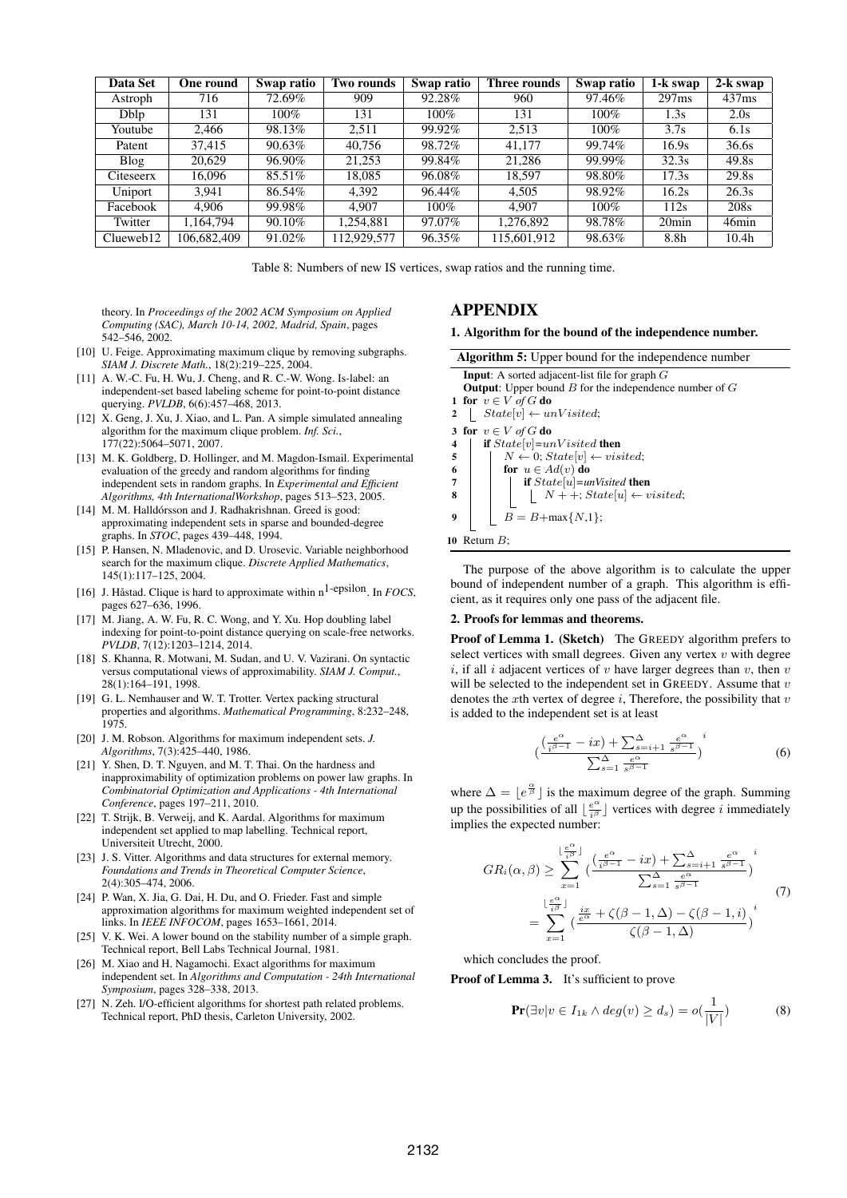| Data Set | One round | Swap ratio | Two rounds | Swap ratio | Three rounds | Swap ratio | 1-k swap | 2-k swap |
|---|---|---|---|---|---|---|---|---|
| Astroph | 716 | 72.69% | 909 | 92.28% | 960 | 97.46% | 297ms | 437ms |
| Dblp | 131 | 100% | 131 | 100% | 131 | 100% | 1.3s | 2.0s |
| Youtube | 2,466 | 98.13% | 2,511 | 99.92% | 2,513 | 100% | 3.7s | 6.1s |
| Patent | 37,415 | 90.63% | 40,756 | 98.72% | 41,177 | 99.74% | 16.9s | 36.6s |
| Blog | 20,629 | 96.90% | 21,253 | 99.84% | 21,286 | 99.99% | 32.3s | 49.8s |
| Citeseerx | 16,096 | 85.51% | 18,085 | 96.08% | 18,597 | 98.80% | 17.3s | 29.8s |
| Uniport | 3,941 | 86.54% | 4,392 | 96.44% | 4,505 | 98.92% | 16.2s | 26.3s |
| Facebook | 4,906 | 99.98% | 4,907 | 100% | 4,907 | 100% | 112s | 208s |
| Twitter | 1,164,794 | 90.10% | 1,254,881 | 97.07% | 1,276,892 | 98.78% | 20min | 46min |
| Clueweb12 | 106,682,409 | 91.02% | 112,929,577 | 96.35% | 115,601,912 | 98.63% | 8.8h | 10.4h |

Table 8: Numbers of new IS vertices, swap ratios and the running time.

theory. In *Proceedings of the 2002 ACM Symposium on Applied Computing (SAC), March 10-14, 2002, Madrid, Spain*, pages 542–546, 2002.

[10] U. Feige. Approximating maximum clique by removing subgraphs. *SIAM J. Discrete Math.*, 18(2):219–225, 2004.

[11] A. W.-C. Fu, H. Wu, J. Cheng, and R. C.-W. Wong. Is-label: an independent-set based labeling scheme for point-to-point distance querying. *PVLDB*, 6(6):457–468, 2013.

[12] X. Geng, J. Xu, J. Xiao, and L. Pan. A simple simulated annealing algorithm for the maximum clique problem. *Inf. Sci.*, 177(22):5064–5071, 2007.

[13] M. K. Goldberg, D. Hollinger, and M. Magdon-Ismail. Experimental evaluation of the greedy and random algorithms for finding independent sets in random graphs. In *Experimental and Efficient Algorithms, 4th InternationalWorkshop*, pages 513–523, 2005.

[14] M. M. Halldórsson and J. Radhakrishnan. Greed is good: approximating independent sets in sparse and bounded-degree graphs. In *STOC*, pages 439–448, 1994.

[15] P. Hansen, N. Mladenovic, and D. Urosevic. Variable neighborhood search for the maximum clique. *Discrete Applied Mathematics*, 145(1):117–125, 2004.

[16] J. Håstad. Clique is hard to approximate within n$^{1\text{-epsilon}}$. In *FOCS*, pages 627–636, 1996.

[17] M. Jiang, A. W. Fu, R. C. Wong, and Y. Xu. Hop doubling label indexing for point-to-point distance querying on scale-free networks. *PVLDB*, 7(12):1203–1214, 2014.

[18] S. Khanna, R. Motwani, M. Sudan, and U. V. Vazirani. On syntactic versus computational views of approximability. *SIAM J. Comput.*, 28(1):164–191, 1998.

[19] G. L. Nemhauser and W. T. Trotter. Vertex packing structural properties and algorithms. *Mathematical Programming*, 8:232–248, 1975.

[20] J. M. Robson. Algorithms for maximum independent sets. *J. Algorithms*, 7(3):425–440, 1986.

[21] Y. Shen, D. T. Nguyen, and M. T. Thai. On the hardness and inapproximability of optimization problems on power law graphs. In *Combinatorial Optimization and Applications - 4th International Conference*, pages 197–211, 2010.

[22] T. Strijk, B. Verweij, and K. Aardal. Algorithms for maximum independent set applied to map labelling. Technical report, Universiteit Utrecht, 2000.

[23] J. S. Vitter. Algorithms and data structures for external memory. *Foundations and Trends in Theoretical Computer Science*, 2(4):305–474, 2006.

[24] P. Wan, X. Jia, G. Dai, H. Du, and O. Frieder. Fast and simple approximation algorithms for maximum weighted independent set of links. In *IEEE INFOCOM*, pages 1653–1661, 2014.

[25] V. K. Wei. A lower bound on the stability number of a simple graph. Technical report, Bell Labs Technical Journal, 1981.

[26] M. Xiao and H. Nagamochi. Exact algorithms for maximum independent set. In *Algorithms and Computation - 24th International Symposium*, pages 328–338, 2013.

[27] N. Zeh. I/O-efficient algorithms for shortest path related problems. Technical report, PhD thesis, Carleton University, 2002.

# APPENDIX

## 1. Algorithm for the bound of the independence number.

**Algorithm 5:** Upper bound for the independence number

```
Input: A sorted adjacent-list file for graph G
Output: Upper bound B for the independence number of G
1  for v ∈ V of G do
2      State[v] ← unVisited;
3  for v ∈ V of G do
4      if State[v]=unVisited then
5          N ← 0; State[v] ← visited;
6          for u ∈ Ad(v) do
7              if State[u]=unVisited then
8                  N ++; State[u] ← visited;
9          B = B+max{N,1};
10 Return B;
```

The purpose of the above algorithm is to calculate the upper bound of independent number of a graph. This algorithm is efficient, as it requires only one pass of the adjacent file.

## 2. Proofs for lemmas and theorems.

**Proof of Lemma 1. (Sketch)** The GREEDY algorithm prefers to select vertices with small degrees. Given any vertex $v$ with degree $i$, if all $i$ adjacent vertices of $v$ have larger degrees than $v$, then $v$ will be selected to the independent set in GREEDY. Assume that $v$ denotes the $x$th vertex of degree $i$, Therefore, the possibility that $v$ is added to the independent set is at least

$$\left(\frac{(\frac{e^{\alpha}}{i^{\beta-1}} - ix) + \sum_{s=i+1}^{\Delta} \frac{e^{\alpha}}{s^{\beta-1}}}{\sum_{s=1}^{\Delta} \frac{e^{\alpha}}{s^{\beta-1}}}\right)^{i} \tag{6}$$

where $\Delta = \lfloor e^{\frac{\alpha}{\beta}} \rfloor$ is the maximum degree of the graph. Summing up the possibilities of all $\lfloor \frac{e^{\alpha}}{i^{\beta}} \rfloor$ vertices with degree $i$ immediately implies the expected number:

$$\begin{aligned} GR_i(\alpha, \beta) &\geq \sum_{x=1}^{\lfloor \frac{e^{\alpha}}{i^{\beta}} \rfloor} \left(\frac{(\frac{e^{\alpha}}{i^{\beta-1}} - ix) + \sum_{s=i+1}^{\Delta} \frac{e^{\alpha}}{s^{\beta-1}}}{\sum_{s=1}^{\Delta} \frac{e^{\alpha}}{s^{\beta-1}}}\right)^{i} \\ &= \sum_{x=1}^{\lfloor \frac{e^{\alpha}}{i^{\beta}} \rfloor} \left(\frac{\frac{ix}{e^{\alpha}} + \zeta(\beta-1, \Delta) - \zeta(\beta-1, i)}{\zeta(\beta-1, \Delta)}\right)^{i} \end{aligned} \tag{7}$$

which concludes the proof.

**Proof of Lemma 3.** It's sufficient to prove

$$\mathbf{Pr}(\exists v | v \in I_{1k} \wedge deg(v) \geq d_s) = o(\frac{1}{|V|}) \tag{8}$$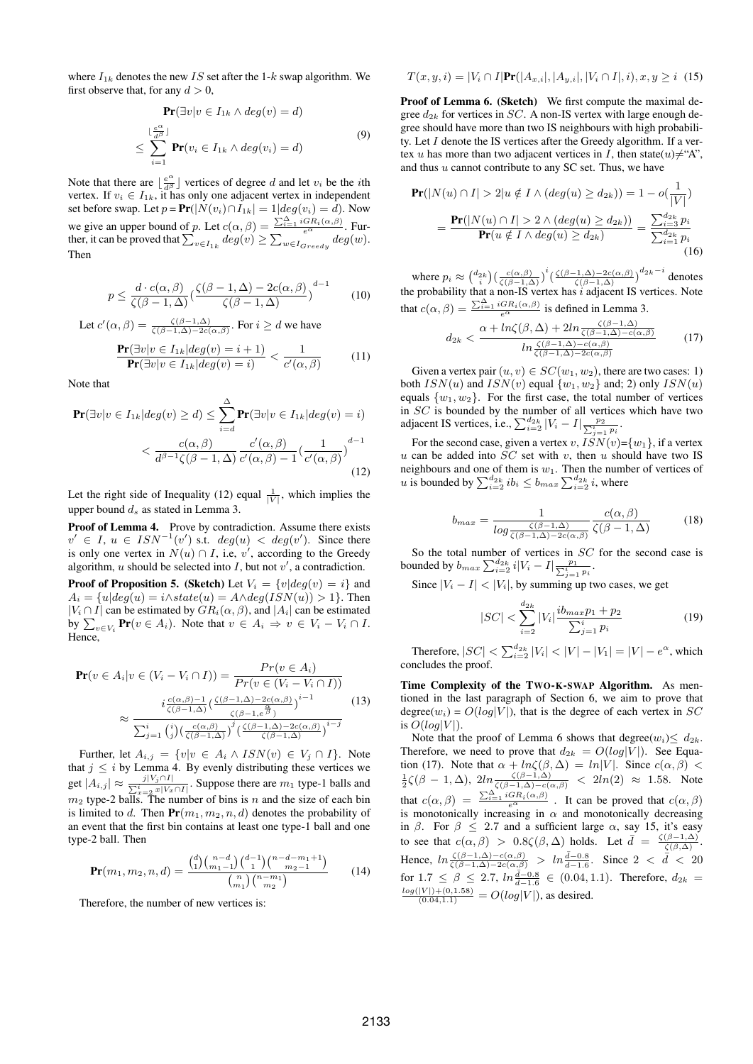where $I_{1k}$ denotes the new $IS$ set after the 1-$k$ swap algorithm. We first observe that, for any $d > 0$,

$$\mathbf{Pr}(\exists v | v \in I_{1k} \wedge deg(v) = d) \leq \sum_{i=1}^{\lfloor \frac{e^{\alpha}}{d^{\beta}} \rfloor} \mathbf{Pr}(v_i \in I_{1k} \wedge deg(v_i) = d) \tag{9}$$

Note that there are $\lfloor \frac{e^{\alpha}}{d^{\beta}} \rfloor$ vertices of degree $d$ and let $v_i$ be the $i$th vertex. If $v_i \in I_{1k}$, it has only one adjacent vertex in independent set before swap. Let $p = \mathbf{Pr}(|N(v_i) \cap I_{1k}| = 1 | deg(v_i) = d)$. Now we give an upper bound of $p$. Let $c(\alpha, \beta) = \frac{\sum_{i=1}^{\Delta} iGR_i(\alpha,\beta)}{e^{\alpha}}$. Further, it can be proved that $\sum_{v \in I_{1k}} deg(v) \geq \sum_{w \in I_{Greedy}} deg(w)$. Then

$$p \leq \frac{d \cdot c(\alpha, \beta)}{\zeta(\beta - 1, \Delta)} \left( \frac{\zeta(\beta - 1, \Delta) - 2c(\alpha, \beta)}{\zeta(\beta - 1, \Delta)} \right)^{d-1} \tag{10}$$

Let $c'(\alpha, \beta) = \frac{\zeta(\beta-1,\Delta)}{\zeta(\beta-1,\Delta) - 2c(\alpha,\beta)}$. For $i \geq d$ we have

$$\frac{\mathbf{Pr}(\exists v | v \in I_{1k} | deg(v) = i + 1)}{\mathbf{Pr}(\exists v | v \in I_{1k} | deg(v) = i)} < \frac{1}{c'(\alpha, \beta)} \tag{11}$$

Note that

$$\mathbf{Pr}(\exists v | v \in I_{1k} | deg(v) \geq d) \leq \sum_{i=d}^{\Delta} \mathbf{Pr}(\exists v | v \in I_{1k} | deg(v) = i) < \frac{c(\alpha, \beta)}{d^{\beta-1} \zeta(\beta - 1, \Delta)} \frac{c'(\alpha, \beta)}{c'(\alpha, \beta) - 1} \left( \frac{1}{c'(\alpha, \beta)} \right)^{d-1} \tag{12}$$

Let the right side of Inequality (12) equal $\frac{1}{|V|}$, which implies the upper bound $d_s$ as stated in Lemma 3.

**Proof of Lemma 4.** Prove by contradiction. Assume there exists $v' \in I$, $u \in ISN^{-1}(v')$ s.t. $deg(u) < deg(v')$. Since there is only one vertex in $N(u) \cap I$, i.e, $v'$, according to the Greedy algorithm, $u$ should be selected into $I$, but not $v'$, a contradiction.

**Proof of Proposition 5. (Sketch)** Let $V_i = \{v | deg(v) = i\}$ and $A_i = \{u | deg(u) = i \wedge state(u) = A \wedge deg(ISN(u)) > 1\}$. Then $|V_i \cap I|$ can be estimated by $GR_i(\alpha, \beta)$, and $|A_i|$ can be estimated by $\sum_{v \in V_i} \mathbf{Pr}(v \in A_i)$. Note that $v \in A_i \Rightarrow v \in V_i - V_i \cap I$. Hence,

$$\mathbf{Pr}(v \in A_i | v \in (V_i - V_i \cap I)) = \frac{Pr(v \in A_i)}{Pr(v \in (V_i - V_i \cap I))} \approx \frac{i \frac{c(\alpha,\beta)-1}{\zeta(\beta-1,\Delta)} \left( \frac{\zeta(\beta-1,\Delta) - 2c(\alpha,\beta)}{\zeta(\beta-1, e^{\frac{\alpha}{\beta}})} \right)^{i-1}}{\sum_{j=1}^{i} \binom{i}{j} \left( \frac{c(\alpha,\beta)}{\zeta(\beta-1,\Delta)} \right)^j \left( \frac{\zeta(\beta-1,\Delta) - 2c(\alpha,\beta)}{\zeta(\beta-1,\Delta)} \right)^{i-j}} \tag{13}$$

Further, let $A_{i,j} = \{v | v \in A_i \wedge ISN(v) \in V_j \cap I\}$. Note that $j \leq i$ by Lemma 4. By evenly distributing these vertices we get $|A_{i,j}| \approx \frac{j|V_j \cap I|}{\sum_{x=2}^{i} x|V_x \cap I|}$. Suppose there are $m_1$ type-1 balls and $m_2$ type-2 balls. The number of bins is $n$ and the size of each bin is limited to $d$. Then $\mathbf{Pr}(m_1, m_2, n, d)$ denotes the probability of an event that the first bin contains at least one type-1 ball and one type-2 ball. Then

$$\mathbf{Pr}(m_1, m_2, n, d) = \frac{\binom{d}{1}\binom{n-d}{m_1-1}\binom{d-1}{1}\binom{n-d-m_1+1}{m_2-1}}{\binom{n}{m_1}\binom{n-m_1}{m_2}} \tag{14}$$

Therefore, the number of new vertices is:

$$T(x, y, i) = |V_i \cap I| \mathbf{Pr}(|A_{x,i}|, |A_{y,i}|, |V_i \cap I|, i), x, y \geq i \tag{15}$$

**Proof of Lemma 6. (Sketch)** We first compute the maximal degree $d_{2k}$ for vertices in $SC$. A non-IS vertex with large enough degree should have more than two IS neighbours with high probability. Let $I$ denote the IS vertices after the Greedy algorithm. If a vertex $u$ has more than two adjacent vertices in $I$, then state($u$)≠"A", and thus $u$ cannot contribute to any SC set. Thus, we have

$$\mathbf{Pr}(|N(u) \cap I| > 2 | u \notin I \wedge (deg(u) \geq d_{2k})) = 1 - o(\frac{1}{|V|}) = \frac{\mathbf{Pr}(|N(u) \cap I| > 2 \wedge (deg(u) \geq d_{2k}))}{\mathbf{Pr}(u \notin I \wedge deg(u) \geq d_{2k})} = \frac{\sum_{i=3}^{d_{2k}} p_i}{\sum_{i=1}^{d_{2k}} p_i} \tag{16}$$

where $p_i \approx \binom{d_{2k}}{i} \left( \frac{c(\alpha,\beta)}{\zeta(\beta-1,\Delta)} \right)^i \left( \frac{\zeta(\beta-1,\Delta) - 2c(\alpha,\beta)}{\zeta(\beta-1,\Delta)} \right)^{d_{2k}-i}$ denotes the probability that a non-IS vertex has $i$ adjacent IS vertices. Note that $c(\alpha, \beta) = \frac{\sum_{i=1}^{\Delta} iGR_i(\alpha,\beta)}{e^{\alpha}}$ is defined in Lemma 3.

$$d_{2k} < \frac{\alpha + ln\zeta(\beta, \Delta) + 2ln\frac{\zeta(\beta-1,\Delta)}{\zeta(\beta-1,\Delta)-c(\alpha,\beta)}}{ln\frac{\zeta(\beta-1,\Delta)-c(\alpha,\beta)}{\zeta(\beta-1,\Delta)-2c(\alpha,\beta)}} \tag{17}$$

Given a vertex pair $(u, v) \in SC(w_1, w_2)$, there are two cases: 1) both $ISN(u)$ and $ISN(v)$ equal $\{w_1, w_2\}$ and; 2) only $ISN(u)$ equals $\{w_1, w_2\}$. For the first case, the total number of vertices in $SC$ is bounded by the number of all vertices which have two adjacent IS vertices, i.e., $\sum_{i=2}^{d_{2k}} |V_i - I| \frac{p_2}{\sum_{j=1}^{i} p_i}$.

For the second case, given a vertex $v$, $ISN(v)$=$\{w_1\}$, if a vertex $u$ can be added into $SC$ set with $v$, then $u$ should have two IS neighbours and one of them is $w_1$. Then the number of vertices of $u$ is bounded by $\sum_{i=2}^{d_{2k}} ib_i \leq b_{max} \sum_{i=2}^{d_{2k}} i$, where

$$b_{max} = \frac{1}{log\frac{\zeta(\beta-1,\Delta)}{\zeta(\beta-1,\Delta)-2c(\alpha,\beta)}} \frac{c(\alpha, \beta)}{\zeta(\beta - 1, \Delta)} \tag{18}$$

So the total number of vertices in $SC$ for the second case is bounded by $b_{max} \sum_{i=2}^{d_{2k}} i|V_i - I| \frac{p_1}{\sum_{j=1}^{i} p_i}$.

Since $|V_i - I| < |V_i|$, by summing up two cases, we get

$$|SC| < \sum_{i=2}^{d_{2k}} |V_i| \frac{ib_{max}p_1 + p_2}{\sum_{j=1}^{i} p_i} \tag{19}$$

Therefore, $|SC| < \sum_{i=2}^{d_{2k}} |V_i| < |V| - |V_1| = |V| - e^{\alpha}$, which concludes the proof.

**Time Complexity of the TWO-K-SWAP Algorithm.** As mentioned in the last paragraph of Section 6, we aim to prove that degree($w_i$) = $O(log|V|)$, that is the degree of each vertex in $SC$ is $O(log|V|)$.

Note that the proof of Lemma 6 shows that degree($w_i$)≤ $d_{2k}$. Therefore, we need to prove that $d_{2k} = O(log|V|)$. See Equation (17). Note that $\alpha + ln\zeta(\beta, \Delta) = ln|V|$. Since $c(\alpha, \beta) < \frac{1}{2}\zeta(\beta - 1, \Delta)$, $2ln\frac{\zeta(\beta-1,\Delta)}{\zeta(\beta-1,\Delta)-c(\alpha,\beta)} < 2ln(2) \approx 1.58$. Note that $c(\alpha, \beta) = \frac{\sum_{i=1}^{\Delta} iGR_i(\alpha,\beta)}{e^{\alpha}}$. It can be proved that $c(\alpha, \beta)$ is monotonically increasing in $\alpha$ and monotonically decreasing in $\beta$. For $\beta \leq 2.7$ and a sufficient large $\alpha$, say 15, it's easy to see that $c(\alpha, \beta) > 0.8\zeta(\beta, \Delta)$ holds. Let $\bar{d} = \frac{\zeta(\beta-1,\Delta)}{\zeta(\beta,\Delta)}$. Hence, $ln\frac{\zeta(\beta-1,\Delta)-c(\alpha,\beta)}{\zeta(\beta-1,\Delta)-2c(\alpha,\beta)} > ln\frac{\bar{d}-0.8}{\bar{d}-1.6}$. Since $2 < \bar{d} < 20$ for $1.7 \leq \beta \leq 2.7$, $ln\frac{\bar{d}-0.8}{\bar{d}-1.6} \in (0.04, 1.1)$. Therefore, $d_{2k} = \frac{log(|V|)+(0,1.58)}{(0.04,1.1)} = O(log|V|)$, as desired.